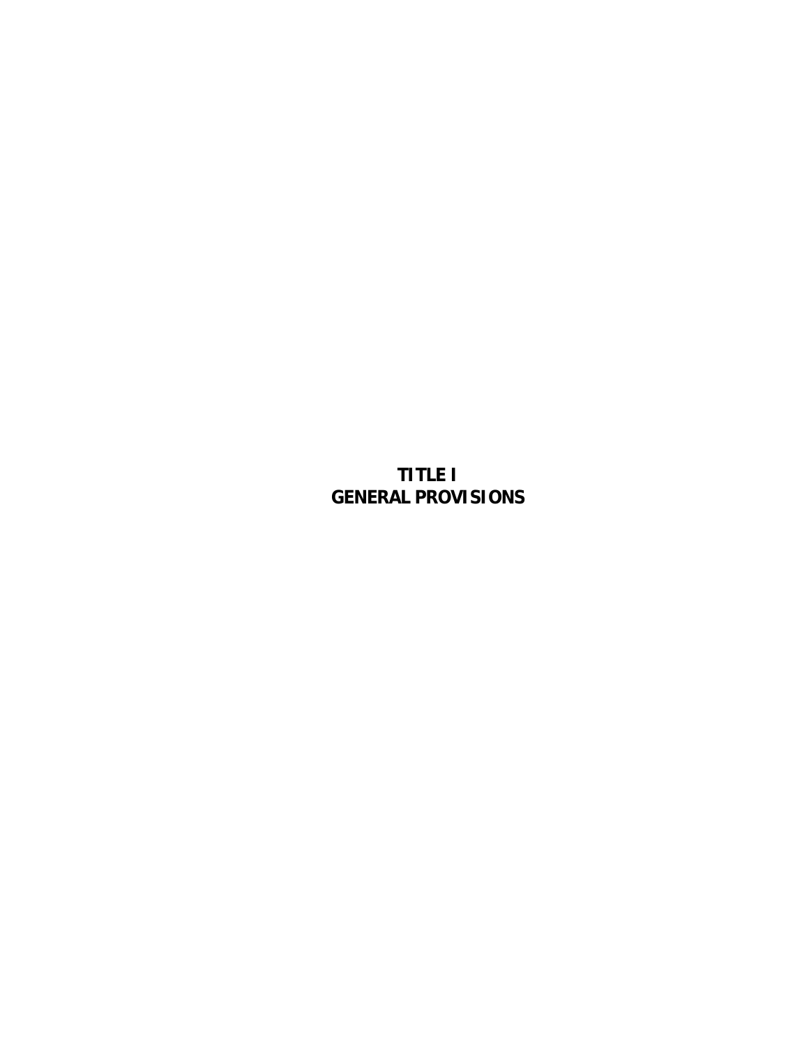# TITLE I
# GENERAL PROVISIONS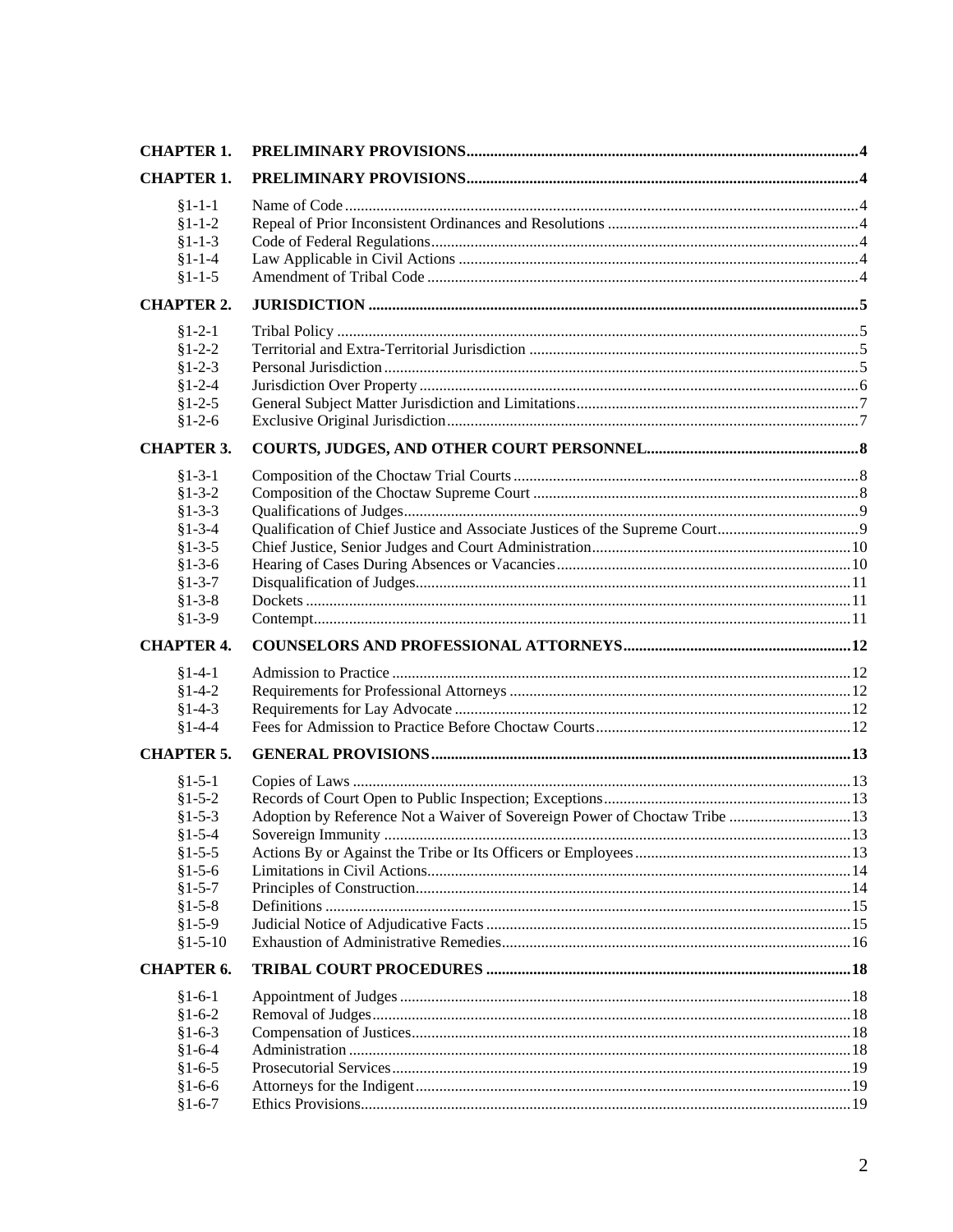| | | |
|---|---|---|
| **CHAPTER 1.** | **PRELIMINARY PROVISIONS** | **4** |
| **CHAPTER 1.** | **PRELIMINARY PROVISIONS** | **4** |
| §1-1-1 | Name of Code | 4 |
| §1-1-2 | Repeal of Prior Inconsistent Ordinances and Resolutions | 4 |
| §1-1-3 | Code of Federal Regulations | 4 |
| §1-1-4 | Law Applicable in Civil Actions | 4 |
| §1-1-5 | Amendment of Tribal Code | 4 |
| **CHAPTER 2.** | **JURISDICTION** | **5** |
| §1-2-1 | Tribal Policy | 5 |
| §1-2-2 | Territorial and Extra-Territorial Jurisdiction | 5 |
| §1-2-3 | Personal Jurisdiction | 5 |
| §1-2-4 | Jurisdiction Over Property | 6 |
| §1-2-5 | General Subject Matter Jurisdiction and Limitations | 7 |
| §1-2-6 | Exclusive Original Jurisdiction | 7 |
| **CHAPTER 3.** | **COURTS, JUDGES, AND OTHER COURT PERSONNEL** | **8** |
| §1-3-1 | Composition of the Choctaw Trial Courts | 8 |
| §1-3-2 | Composition of the Choctaw Supreme Court | 8 |
| §1-3-3 | Qualifications of Judges | 9 |
| §1-3-4 | Qualification of Chief Justice and Associate Justices of the Supreme Court | 9 |
| §1-3-5 | Chief Justice, Senior Judges and Court Administration | 10 |
| §1-3-6 | Hearing of Cases During Absences or Vacancies | 10 |
| §1-3-7 | Disqualification of Judges | 11 |
| §1-3-8 | Dockets | 11 |
| §1-3-9 | Contempt | 11 |
| **CHAPTER 4.** | **COUNSELORS AND PROFESSIONAL ATTORNEYS** | **12** |
| §1-4-1 | Admission to Practice | 12 |
| §1-4-2 | Requirements for Professional Attorneys | 12 |
| §1-4-3 | Requirements for Lay Advocate | 12 |
| §1-4-4 | Fees for Admission to Practice Before Choctaw Courts | 12 |
| **CHAPTER 5.** | **GENERAL PROVISIONS** | **13** |
| §1-5-1 | Copies of Laws | 13 |
| §1-5-2 | Records of Court Open to Public Inspection; Exceptions | 13 |
| §1-5-3 | Adoption by Reference Not a Waiver of Sovereign Power of Choctaw Tribe | 13 |
| §1-5-4 | Sovereign Immunity | 13 |
| §1-5-5 | Actions By or Against the Tribe or Its Officers or Employees | 13 |
| §1-5-6 | Limitations in Civil Actions | 14 |
| §1-5-7 | Principles of Construction | 14 |
| §1-5-8 | Definitions | 15 |
| §1-5-9 | Judicial Notice of Adjudicative Facts | 15 |
| §1-5-10 | Exhaustion of Administrative Remedies | 16 |
| **CHAPTER 6.** | **TRIBAL COURT PROCEDURES** | **18** |
| §1-6-1 | Appointment of Judges | 18 |
| §1-6-2 | Removal of Judges | 18 |
| §1-6-3 | Compensation of Justices | 18 |
| §1-6-4 | Administration | 18 |
| §1-6-5 | Prosecutorial Services | 19 |
| §1-6-6 | Attorneys for the Indigent | 19 |
| §1-6-7 | Ethics Provisions | 19 |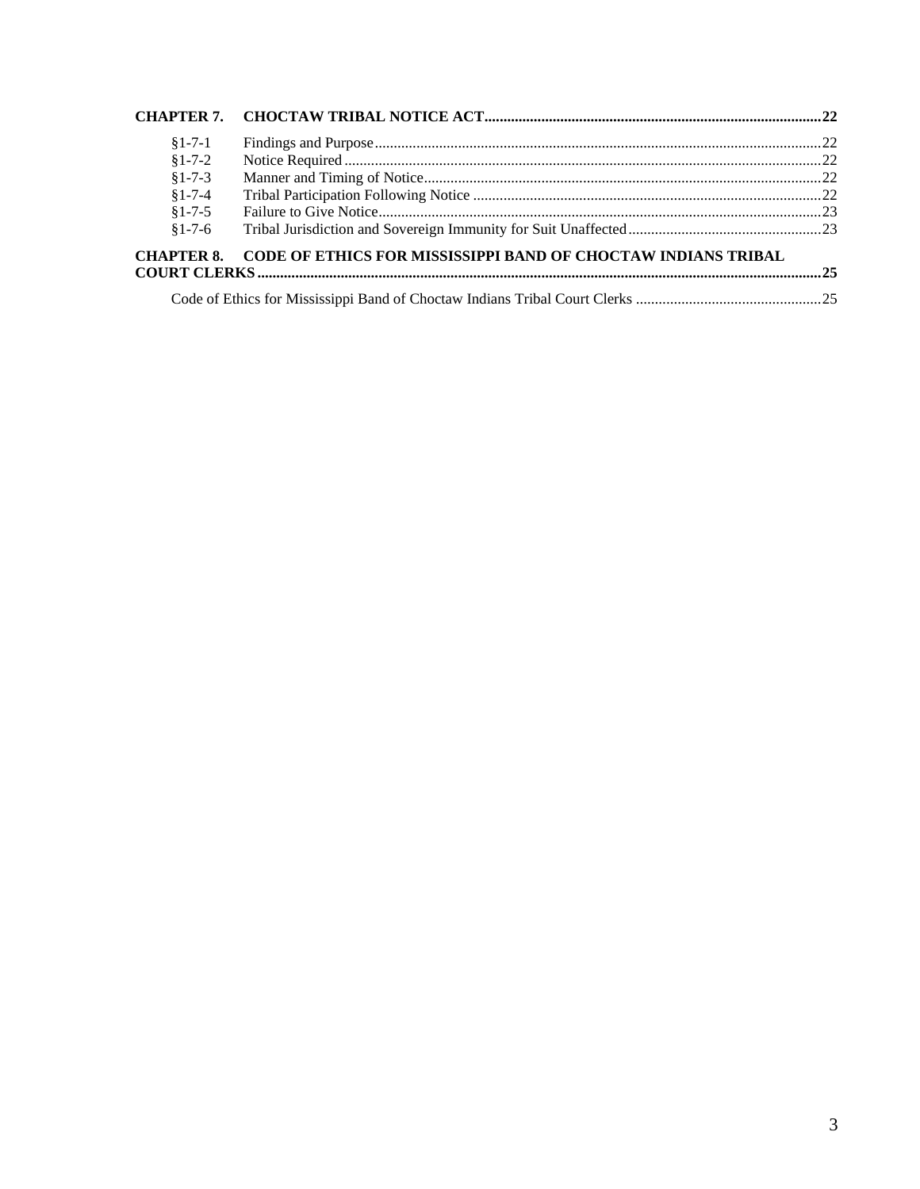**CHAPTER 7. CHOCTAW TRIBAL NOTICE ACT** ........ **22**

§1-7-1 Findings and Purpose ........ 22
§1-7-2 Notice Required ........ 22
§1-7-3 Manner and Timing of Notice ........ 22
§1-7-4 Tribal Participation Following Notice ........ 22
§1-7-5 Failure to Give Notice ........ 23
§1-7-6 Tribal Jurisdiction and Sovereign Immunity for Suit Unaffected ........ 23

**CHAPTER 8. CODE OF ETHICS FOR MISSISSIPPI BAND OF CHOCTAW INDIANS TRIBAL COURT CLERKS** ........ **25**

Code of Ethics for Mississippi Band of Choctaw Indians Tribal Court Clerks ........ 25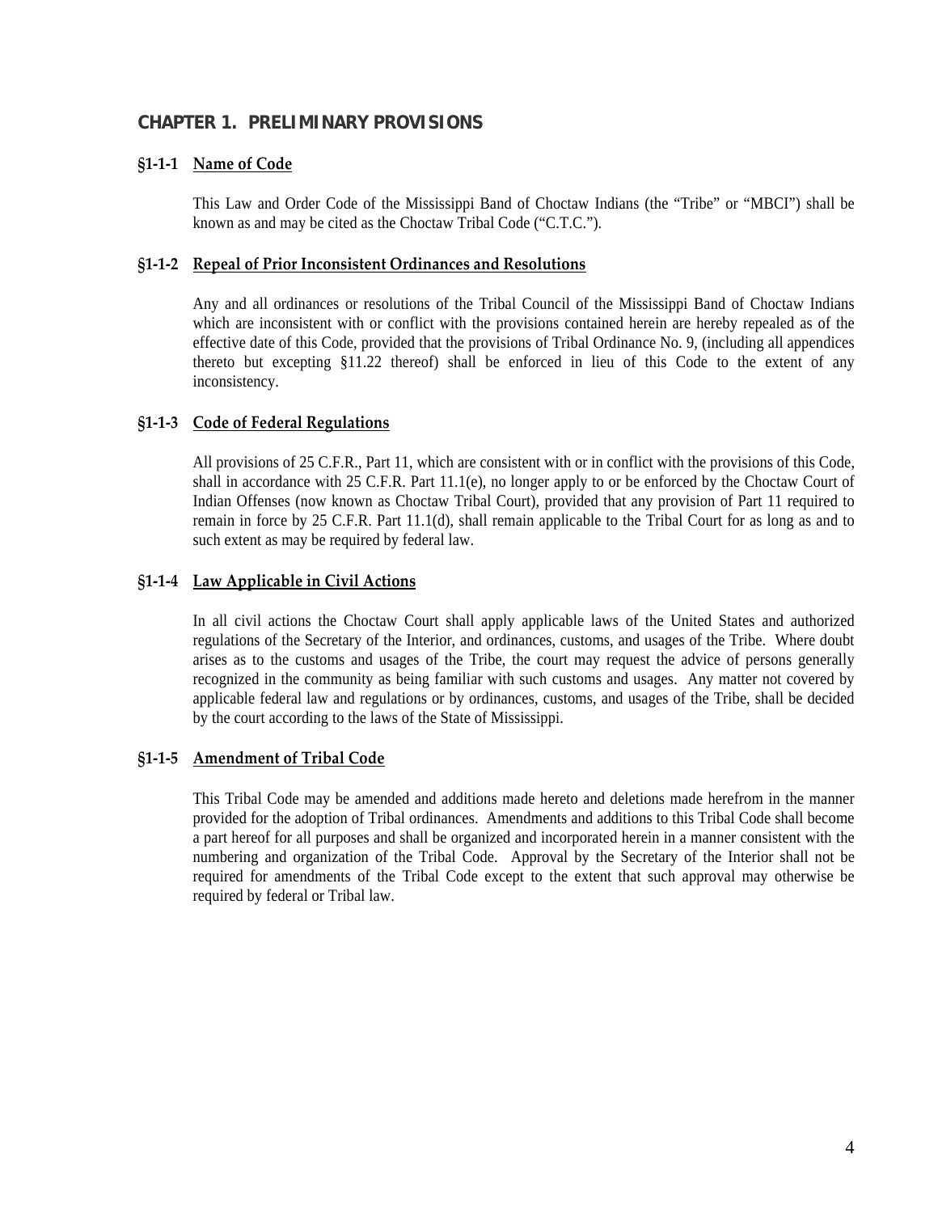## CHAPTER 1. PRELIMINARY PROVISIONS

### §1-1-1 Name of Code

This Law and Order Code of the Mississippi Band of Choctaw Indians (the "Tribe" or "MBCI") shall be known as and may be cited as the Choctaw Tribal Code ("C.T.C.").

### §1-1-2 Repeal of Prior Inconsistent Ordinances and Resolutions

Any and all ordinances or resolutions of the Tribal Council of the Mississippi Band of Choctaw Indians which are inconsistent with or conflict with the provisions contained herein are hereby repealed as of the effective date of this Code, provided that the provisions of Tribal Ordinance No. 9, (including all appendices thereto but excepting §11.22 thereof) shall be enforced in lieu of this Code to the extent of any inconsistency.

### §1-1-3 Code of Federal Regulations

All provisions of 25 C.F.R., Part 11, which are consistent with or in conflict with the provisions of this Code, shall in accordance with 25 C.F.R. Part 11.1(e), no longer apply to or be enforced by the Choctaw Court of Indian Offenses (now known as Choctaw Tribal Court), provided that any provision of Part 11 required to remain in force by 25 C.F.R. Part 11.1(d), shall remain applicable to the Tribal Court for as long as and to such extent as may be required by federal law.

### §1-1-4 Law Applicable in Civil Actions

In all civil actions the Choctaw Court shall apply applicable laws of the United States and authorized regulations of the Secretary of the Interior, and ordinances, customs, and usages of the Tribe. Where doubt arises as to the customs and usages of the Tribe, the court may request the advice of persons generally recognized in the community as being familiar with such customs and usages. Any matter not covered by applicable federal law and regulations or by ordinances, customs, and usages of the Tribe, shall be decided by the court according to the laws of the State of Mississippi.

### §1-1-5 Amendment of Tribal Code

This Tribal Code may be amended and additions made hereto and deletions made herefrom in the manner provided for the adoption of Tribal ordinances. Amendments and additions to this Tribal Code shall become a part hereof for all purposes and shall be organized and incorporated herein in a manner consistent with the numbering and organization of the Tribal Code. Approval by the Secretary of the Interior shall not be required for amendments of the Tribal Code except to the extent that such approval may otherwise be required by federal or Tribal law.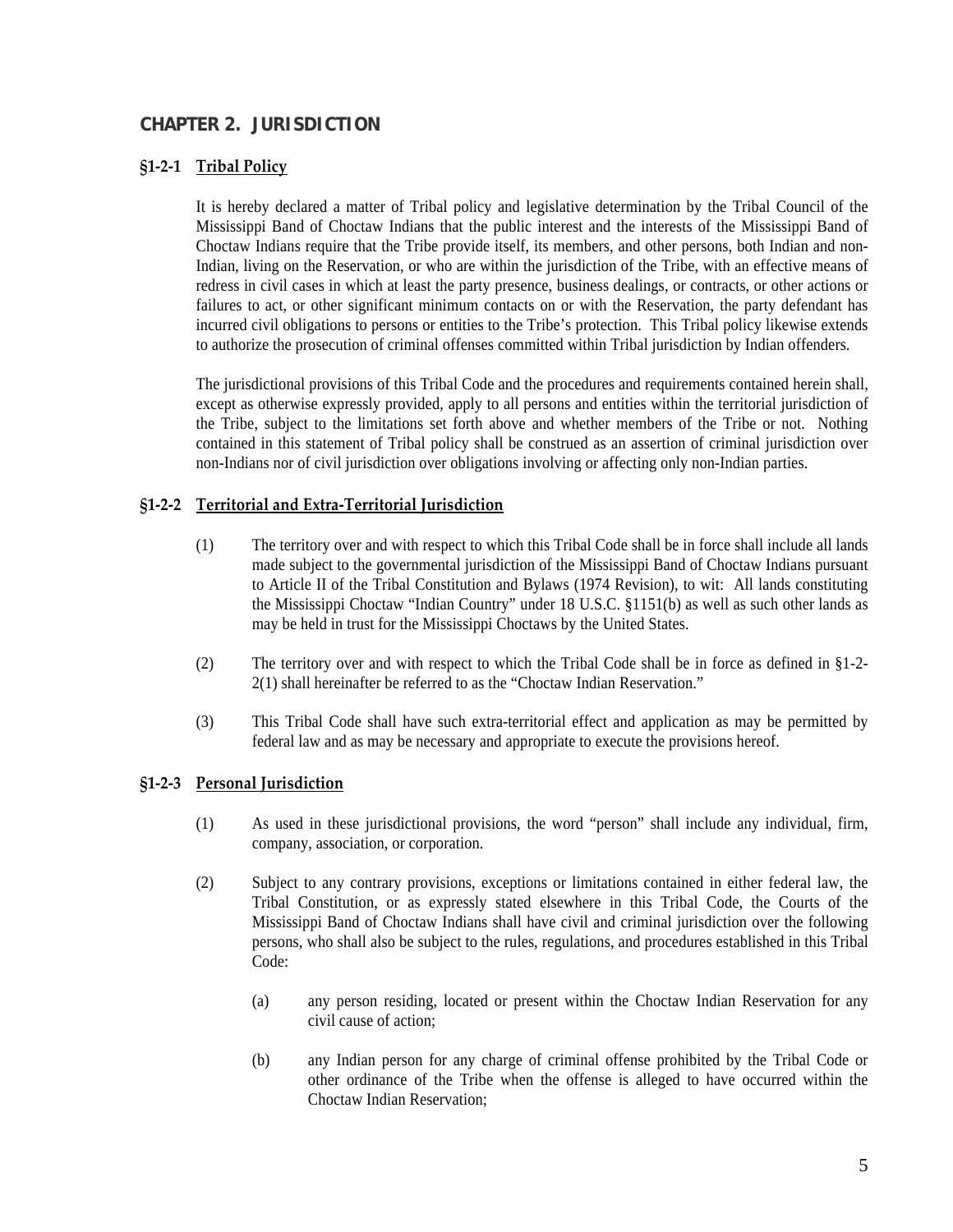## CHAPTER 2. JURISDICTION

### §1-2-1 Tribal Policy

It is hereby declared a matter of Tribal policy and legislative determination by the Tribal Council of the Mississippi Band of Choctaw Indians that the public interest and the interests of the Mississippi Band of Choctaw Indians require that the Tribe provide itself, its members, and other persons, both Indian and non-Indian, living on the Reservation, or who are within the jurisdiction of the Tribe, with an effective means of redress in civil cases in which at least the party presence, business dealings, or contracts, or other actions or failures to act, or other significant minimum contacts on or with the Reservation, the party defendant has incurred civil obligations to persons or entities to the Tribe's protection. This Tribal policy likewise extends to authorize the prosecution of criminal offenses committed within Tribal jurisdiction by Indian offenders.

The jurisdictional provisions of this Tribal Code and the procedures and requirements contained herein shall, except as otherwise expressly provided, apply to all persons and entities within the territorial jurisdiction of the Tribe, subject to the limitations set forth above and whether members of the Tribe or not. Nothing contained in this statement of Tribal policy shall be construed as an assertion of criminal jurisdiction over non-Indians nor of civil jurisdiction over obligations involving or affecting only non-Indian parties.

### §1-2-2 Territorial and Extra-Territorial Jurisdiction

(1) The territory over and with respect to which this Tribal Code shall be in force shall include all lands made subject to the governmental jurisdiction of the Mississippi Band of Choctaw Indians pursuant to Article II of the Tribal Constitution and Bylaws (1974 Revision), to wit: All lands constituting the Mississippi Choctaw "Indian Country" under 18 U.S.C. §1151(b) as well as such other lands as may be held in trust for the Mississippi Choctaws by the United States.

(2) The territory over and with respect to which the Tribal Code shall be in force as defined in §1-2-2(1) shall hereinafter be referred to as the "Choctaw Indian Reservation."

(3) This Tribal Code shall have such extra-territorial effect and application as may be permitted by federal law and as may be necessary and appropriate to execute the provisions hereof.

### §1-2-3 Personal Jurisdiction

(1) As used in these jurisdictional provisions, the word "person" shall include any individual, firm, company, association, or corporation.

(2) Subject to any contrary provisions, exceptions or limitations contained in either federal law, the Tribal Constitution, or as expressly stated elsewhere in this Tribal Code, the Courts of the Mississippi Band of Choctaw Indians shall have civil and criminal jurisdiction over the following persons, who shall also be subject to the rules, regulations, and procedures established in this Tribal Code:

  (a) any person residing, located or present within the Choctaw Indian Reservation for any civil cause of action;

  (b) any Indian person for any charge of criminal offense prohibited by the Tribal Code or other ordinance of the Tribe when the offense is alleged to have occurred within the Choctaw Indian Reservation;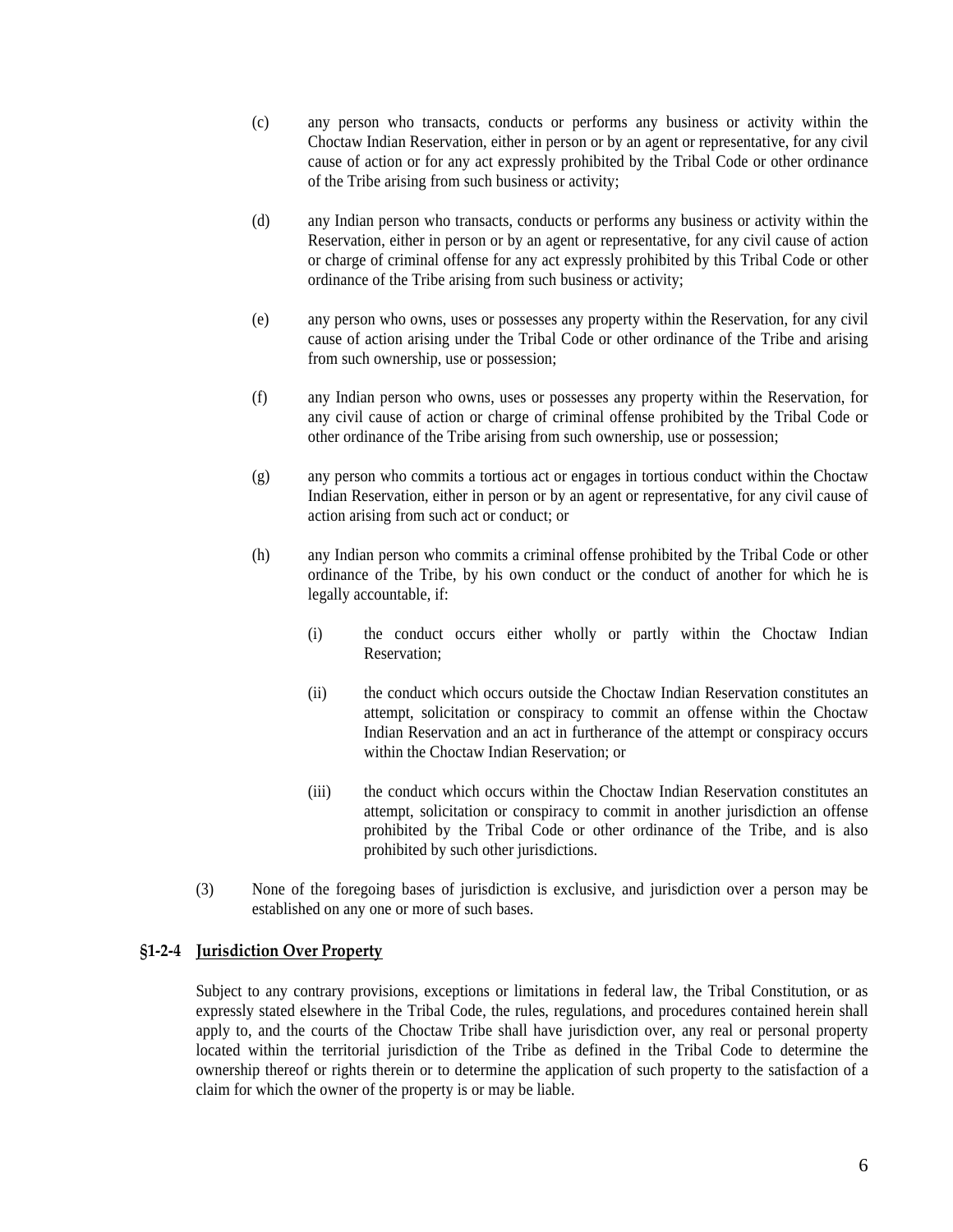(c) any person who transacts, conducts or performs any business or activity within the Choctaw Indian Reservation, either in person or by an agent or representative, for any civil cause of action or for any act expressly prohibited by the Tribal Code or other ordinance of the Tribe arising from such business or activity;

(d) any Indian person who transacts, conducts or performs any business or activity within the Reservation, either in person or by an agent or representative, for any civil cause of action or charge of criminal offense for any act expressly prohibited by this Tribal Code or other ordinance of the Tribe arising from such business or activity;

(e) any person who owns, uses or possesses any property within the Reservation, for any civil cause of action arising under the Tribal Code or other ordinance of the Tribe and arising from such ownership, use or possession;

(f) any Indian person who owns, uses or possesses any property within the Reservation, for any civil cause of action or charge of criminal offense prohibited by the Tribal Code or other ordinance of the Tribe arising from such ownership, use or possession;

(g) any person who commits a tortious act or engages in tortious conduct within the Choctaw Indian Reservation, either in person or by an agent or representative, for any civil cause of action arising from such act or conduct; or

(h) any Indian person who commits a criminal offense prohibited by the Tribal Code or other ordinance of the Tribe, by his own conduct or the conduct of another for which he is legally accountable, if:

   (i) the conduct occurs either wholly or partly within the Choctaw Indian Reservation;

   (ii) the conduct which occurs outside the Choctaw Indian Reservation constitutes an attempt, solicitation or conspiracy to commit an offense within the Choctaw Indian Reservation and an act in furtherance of the attempt or conspiracy occurs within the Choctaw Indian Reservation; or

   (iii) the conduct which occurs within the Choctaw Indian Reservation constitutes an attempt, solicitation or conspiracy to commit in another jurisdiction an offense prohibited by the Tribal Code or other ordinance of the Tribe, and is also prohibited by such other jurisdictions.

(3) None of the foregoing bases of jurisdiction is exclusive, and jurisdiction over a person may be established on any one or more of such bases.

### §1-2-4 <u>Jurisdiction Over Property</u>

Subject to any contrary provisions, exceptions or limitations in federal law, the Tribal Constitution, or as expressly stated elsewhere in the Tribal Code, the rules, regulations, and procedures contained herein shall apply to, and the courts of the Choctaw Tribe shall have jurisdiction over, any real or personal property located within the territorial jurisdiction of the Tribe as defined in the Tribal Code to determine the ownership thereof or rights therein or to determine the application of such property to the satisfaction of a claim for which the owner of the property is or may be liable.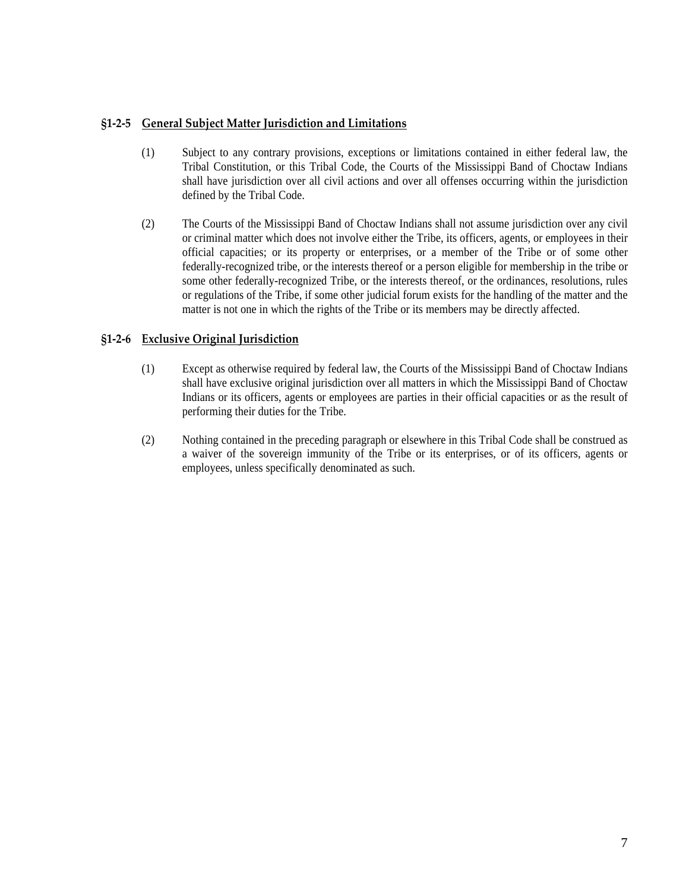### §1-2-5 General Subject Matter Jurisdiction and Limitations

(1) Subject to any contrary provisions, exceptions or limitations contained in either federal law, the Tribal Constitution, or this Tribal Code, the Courts of the Mississippi Band of Choctaw Indians shall have jurisdiction over all civil actions and over all offenses occurring within the jurisdiction defined by the Tribal Code.

(2) The Courts of the Mississippi Band of Choctaw Indians shall not assume jurisdiction over any civil or criminal matter which does not involve either the Tribe, its officers, agents, or employees in their official capacities; or its property or enterprises, or a member of the Tribe or of some other federally-recognized tribe, or the interests thereof or a person eligible for membership in the tribe or some other federally-recognized Tribe, or the interests thereof, or the ordinances, resolutions, rules or regulations of the Tribe, if some other judicial forum exists for the handling of the matter and the matter is not one in which the rights of the Tribe or its members may be directly affected.

### §1-2-6 Exclusive Original Jurisdiction

(1) Except as otherwise required by federal law, the Courts of the Mississippi Band of Choctaw Indians shall have exclusive original jurisdiction over all matters in which the Mississippi Band of Choctaw Indians or its officers, agents or employees are parties in their official capacities or as the result of performing their duties for the Tribe.

(2) Nothing contained in the preceding paragraph or elsewhere in this Tribal Code shall be construed as a waiver of the sovereign immunity of the Tribe or its enterprises, or of its officers, agents or employees, unless specifically denominated as such.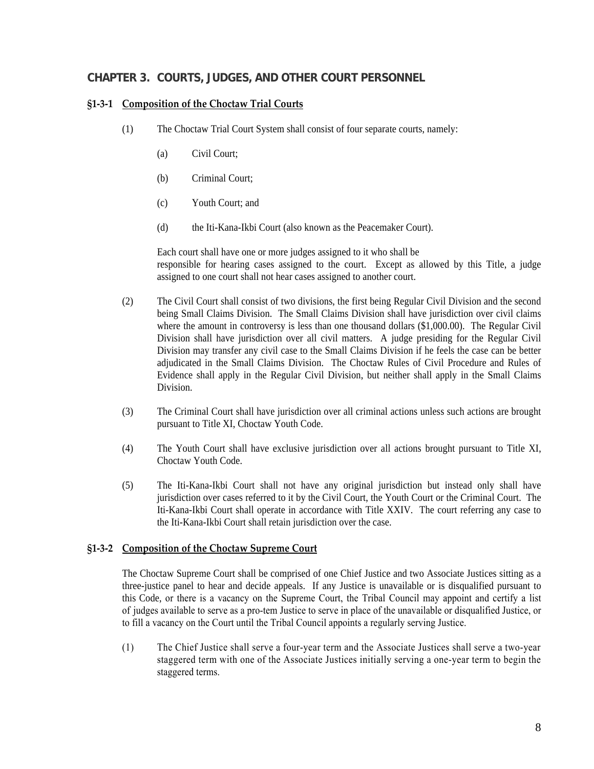## CHAPTER 3. COURTS, JUDGES, AND OTHER COURT PERSONNEL

### §1-3-1 Composition of the Choctaw Trial Courts

(1) The Choctaw Trial Court System shall consist of four separate courts, namely:

(a) Civil Court;

(b) Criminal Court;

(c) Youth Court; and

(d) the Iti-Kana-Ikbi Court (also known as the Peacemaker Court).

Each court shall have one or more judges assigned to it who shall be responsible for hearing cases assigned to the court. Except as allowed by this Title, a judge assigned to one court shall not hear cases assigned to another court.

(2) The Civil Court shall consist of two divisions, the first being Regular Civil Division and the second being Small Claims Division. The Small Claims Division shall have jurisdiction over civil claims where the amount in controversy is less than one thousand dollars ($1,000.00). The Regular Civil Division shall have jurisdiction over all civil matters. A judge presiding for the Regular Civil Division may transfer any civil case to the Small Claims Division if he feels the case can be better adjudicated in the Small Claims Division. The Choctaw Rules of Civil Procedure and Rules of Evidence shall apply in the Regular Civil Division, but neither shall apply in the Small Claims Division.

(3) The Criminal Court shall have jurisdiction over all criminal actions unless such actions are brought pursuant to Title XI, Choctaw Youth Code.

(4) The Youth Court shall have exclusive jurisdiction over all actions brought pursuant to Title XI, Choctaw Youth Code.

(5) The Iti-Kana-Ikbi Court shall not have any original jurisdiction but instead only shall have jurisdiction over cases referred to it by the Civil Court, the Youth Court or the Criminal Court. The Iti-Kana-Ikbi Court shall operate in accordance with Title XXIV. The court referring any case to the Iti-Kana-Ikbi Court shall retain jurisdiction over the case.

### §1-3-2 Composition of the Choctaw Supreme Court

The Choctaw Supreme Court shall be comprised of one Chief Justice and two Associate Justices sitting as a three-justice panel to hear and decide appeals. If any Justice is unavailable or is disqualified pursuant to this Code, or there is a vacancy on the Supreme Court, the Tribal Council may appoint and certify a list of judges available to serve as a pro-tem Justice to serve in place of the unavailable or disqualified Justice, or to fill a vacancy on the Court until the Tribal Council appoints a regularly serving Justice.

(1) The Chief Justice shall serve a four-year term and the Associate Justices shall serve a two-year staggered term with one of the Associate Justices initially serving a one-year term to begin the staggered terms.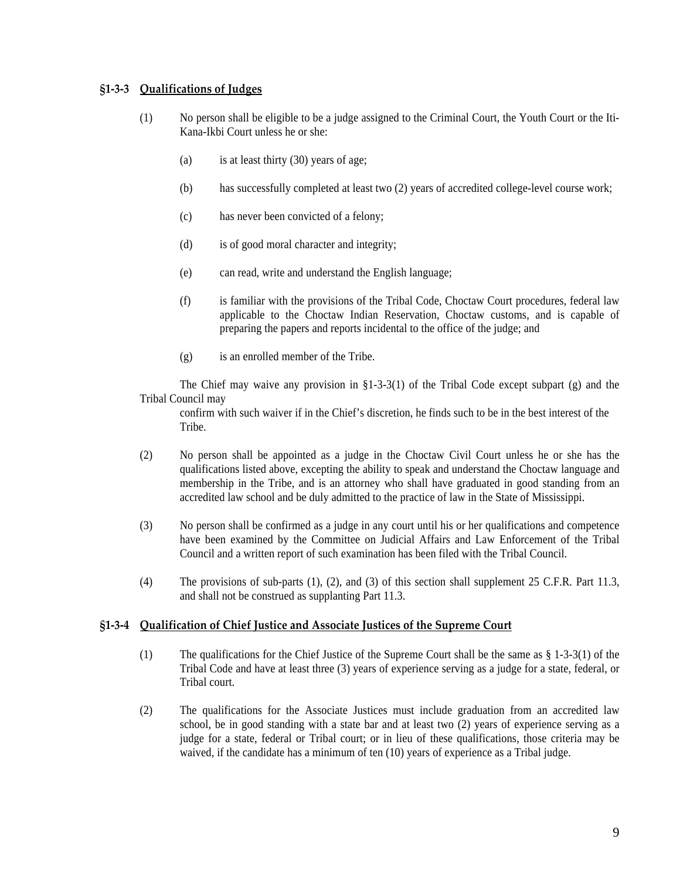### §1-3-3 Qualifications of Judges

(1) No person shall be eligible to be a judge assigned to the Criminal Court, the Youth Court or the Iti-Kana-Ikbi Court unless he or she:

- (a) is at least thirty (30) years of age;
- (b) has successfully completed at least two (2) years of accredited college-level course work;
- (c) has never been convicted of a felony;
- (d) is of good moral character and integrity;
- (e) can read, write and understand the English language;
- (f) is familiar with the provisions of the Tribal Code, Choctaw Court procedures, federal law applicable to the Choctaw Indian Reservation, Choctaw customs, and is capable of preparing the papers and reports incidental to the office of the judge; and
- (g) is an enrolled member of the Tribe.

The Chief may waive any provision in §1-3-3(1) of the Tribal Code except subpart (g) and the Tribal Council may confirm with such waiver if in the Chief's discretion, he finds such to be in the best interest of the Tribe.

(2) No person shall be appointed as a judge in the Choctaw Civil Court unless he or she has the qualifications listed above, excepting the ability to speak and understand the Choctaw language and membership in the Tribe, and is an attorney who shall have graduated in good standing from an accredited law school and be duly admitted to the practice of law in the State of Mississippi.

(3) No person shall be confirmed as a judge in any court until his or her qualifications and competence have been examined by the Committee on Judicial Affairs and Law Enforcement of the Tribal Council and a written report of such examination has been filed with the Tribal Council.

(4) The provisions of sub-parts (1), (2), and (3) of this section shall supplement 25 C.F.R. Part 11.3, and shall not be construed as supplanting Part 11.3.

### §1-3-4 Qualification of Chief Justice and Associate Justices of the Supreme Court

(1) The qualifications for the Chief Justice of the Supreme Court shall be the same as § 1-3-3(1) of the Tribal Code and have at least three (3) years of experience serving as a judge for a state, federal, or Tribal court.

(2) The qualifications for the Associate Justices must include graduation from an accredited law school, be in good standing with a state bar and at least two (2) years of experience serving as a judge for a state, federal or Tribal court; or in lieu of these qualifications, those criteria may be waived, if the candidate has a minimum of ten (10) years of experience as a Tribal judge.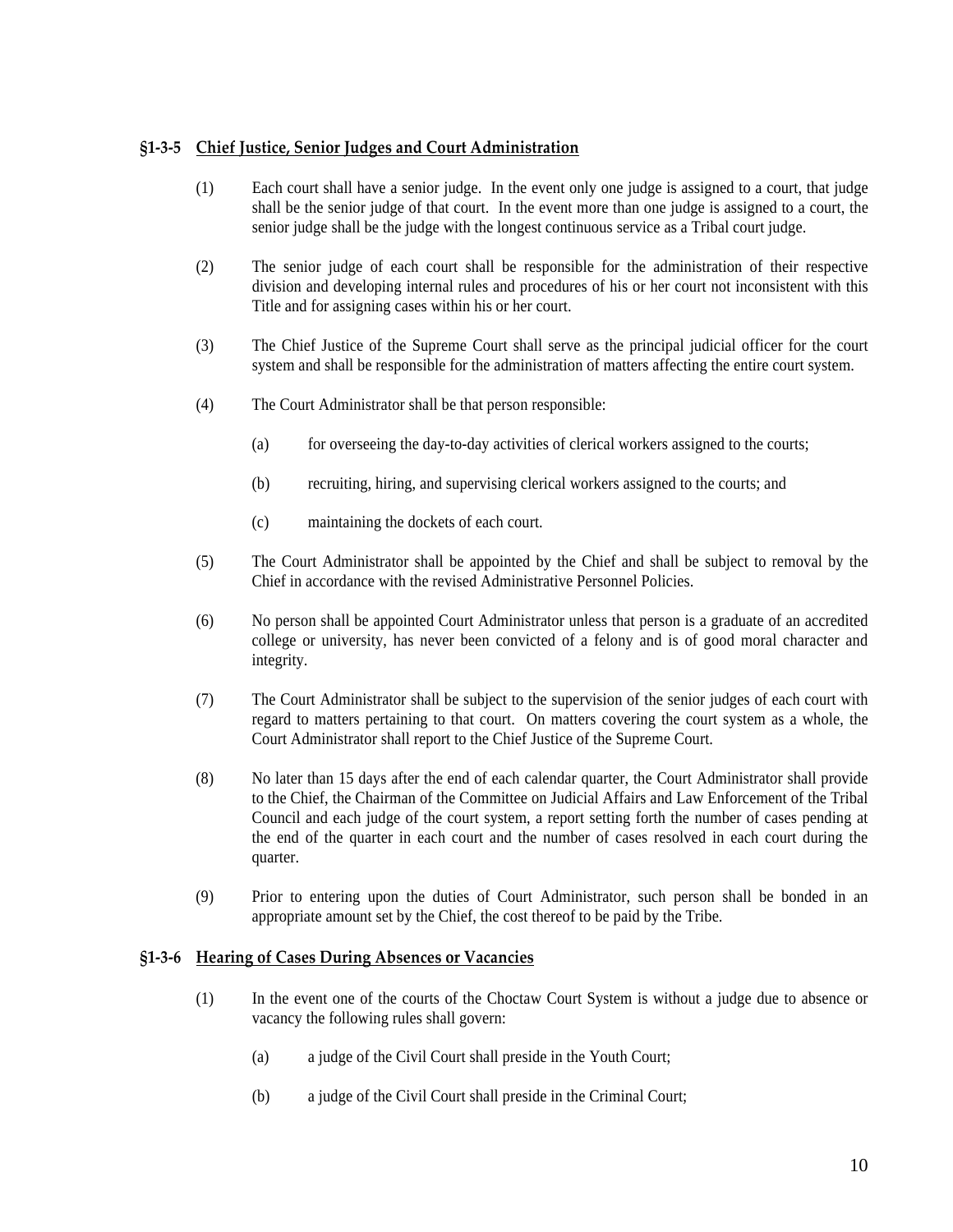### §1-3-5 Chief Justice, Senior Judges and Court Administration

(1) Each court shall have a senior judge. In the event only one judge is assigned to a court, that judge shall be the senior judge of that court. In the event more than one judge is assigned to a court, the senior judge shall be the judge with the longest continuous service as a Tribal court judge.

(2) The senior judge of each court shall be responsible for the administration of their respective division and developing internal rules and procedures of his or her court not inconsistent with this Title and for assigning cases within his or her court.

(3) The Chief Justice of the Supreme Court shall serve as the principal judicial officer for the court system and shall be responsible for the administration of matters affecting the entire court system.

(4) The Court Administrator shall be that person responsible:

- (a) for overseeing the day-to-day activities of clerical workers assigned to the courts;
- (b) recruiting, hiring, and supervising clerical workers assigned to the courts; and
- (c) maintaining the dockets of each court.

(5) The Court Administrator shall be appointed by the Chief and shall be subject to removal by the Chief in accordance with the revised Administrative Personnel Policies.

(6) No person shall be appointed Court Administrator unless that person is a graduate of an accredited college or university, has never been convicted of a felony and is of good moral character and integrity.

(7) The Court Administrator shall be subject to the supervision of the senior judges of each court with regard to matters pertaining to that court. On matters covering the court system as a whole, the Court Administrator shall report to the Chief Justice of the Supreme Court.

(8) No later than 15 days after the end of each calendar quarter, the Court Administrator shall provide to the Chief, the Chairman of the Committee on Judicial Affairs and Law Enforcement of the Tribal Council and each judge of the court system, a report setting forth the number of cases pending at the end of the quarter in each court and the number of cases resolved in each court during the quarter.

(9) Prior to entering upon the duties of Court Administrator, such person shall be bonded in an appropriate amount set by the Chief, the cost thereof to be paid by the Tribe.

### §1-3-6 Hearing of Cases During Absences or Vacancies

(1) In the event one of the courts of the Choctaw Court System is without a judge due to absence or vacancy the following rules shall govern:

- (a) a judge of the Civil Court shall preside in the Youth Court;
- (b) a judge of the Civil Court shall preside in the Criminal Court;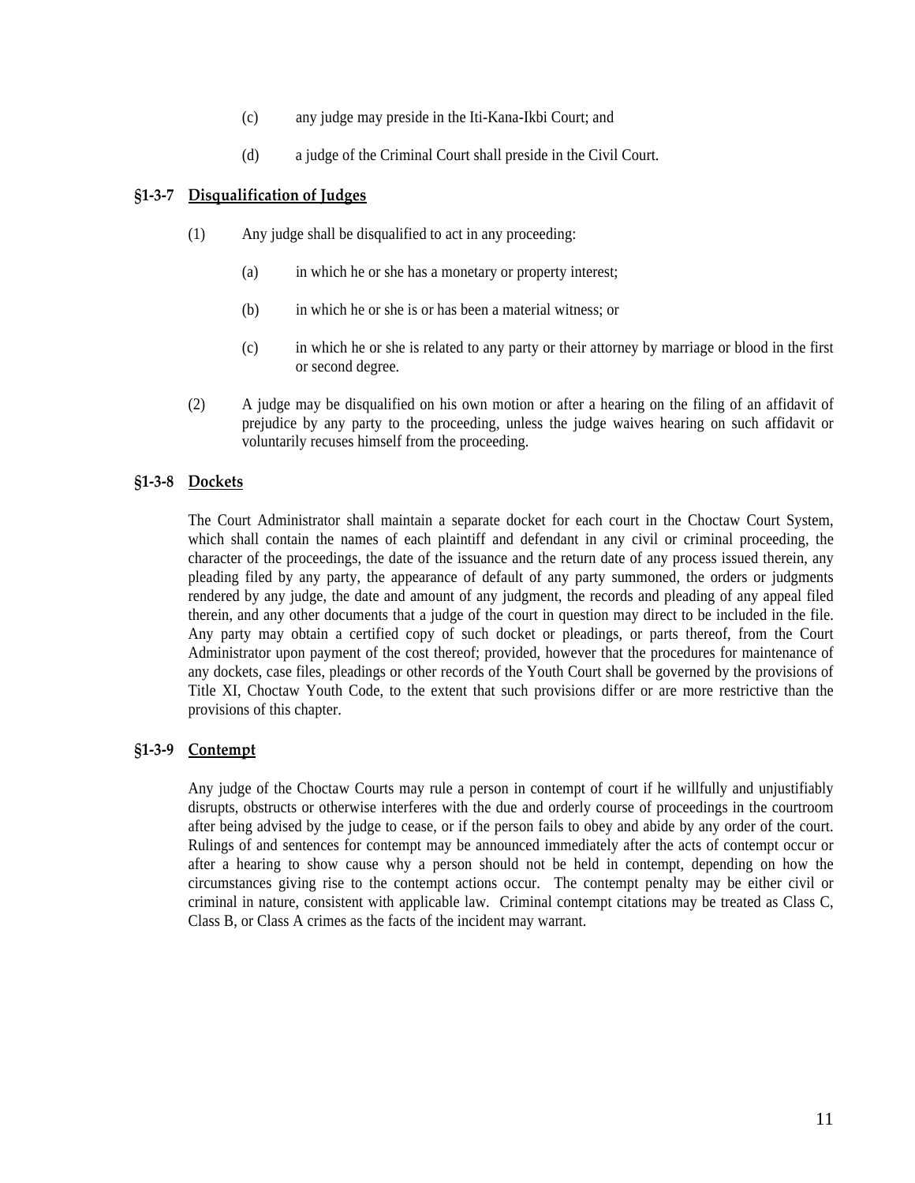(c) any judge may preside in the Iti-Kana-Ikbi Court; and

(d) a judge of the Criminal Court shall preside in the Civil Court.

### §1-3-7 Disqualification of Judges

(1) Any judge shall be disqualified to act in any proceeding:

(a) in which he or she has a monetary or property interest;

(b) in which he or she is or has been a material witness; or

(c) in which he or she is related to any party or their attorney by marriage or blood in the first or second degree.

(2) A judge may be disqualified on his own motion or after a hearing on the filing of an affidavit of prejudice by any party to the proceeding, unless the judge waives hearing on such affidavit or voluntarily recuses himself from the proceeding.

### §1-3-8 Dockets

The Court Administrator shall maintain a separate docket for each court in the Choctaw Court System, which shall contain the names of each plaintiff and defendant in any civil or criminal proceeding, the character of the proceedings, the date of the issuance and the return date of any process issued therein, any pleading filed by any party, the appearance of default of any party summoned, the orders or judgments rendered by any judge, the date and amount of any judgment, the records and pleading of any appeal filed therein, and any other documents that a judge of the court in question may direct to be included in the file. Any party may obtain a certified copy of such docket or pleadings, or parts thereof, from the Court Administrator upon payment of the cost thereof; provided, however that the procedures for maintenance of any dockets, case files, pleadings or other records of the Youth Court shall be governed by the provisions of Title XI, Choctaw Youth Code, to the extent that such provisions differ or are more restrictive than the provisions of this chapter.

### §1-3-9 Contempt

Any judge of the Choctaw Courts may rule a person in contempt of court if he willfully and unjustifiably disrupts, obstructs or otherwise interferes with the due and orderly course of proceedings in the courtroom after being advised by the judge to cease, or if the person fails to obey and abide by any order of the court. Rulings of and sentences for contempt may be announced immediately after the acts of contempt occur or after a hearing to show cause why a person should not be held in contempt, depending on how the circumstances giving rise to the contempt actions occur. The contempt penalty may be either civil or criminal in nature, consistent with applicable law. Criminal contempt citations may be treated as Class C, Class B, or Class A crimes as the facts of the incident may warrant.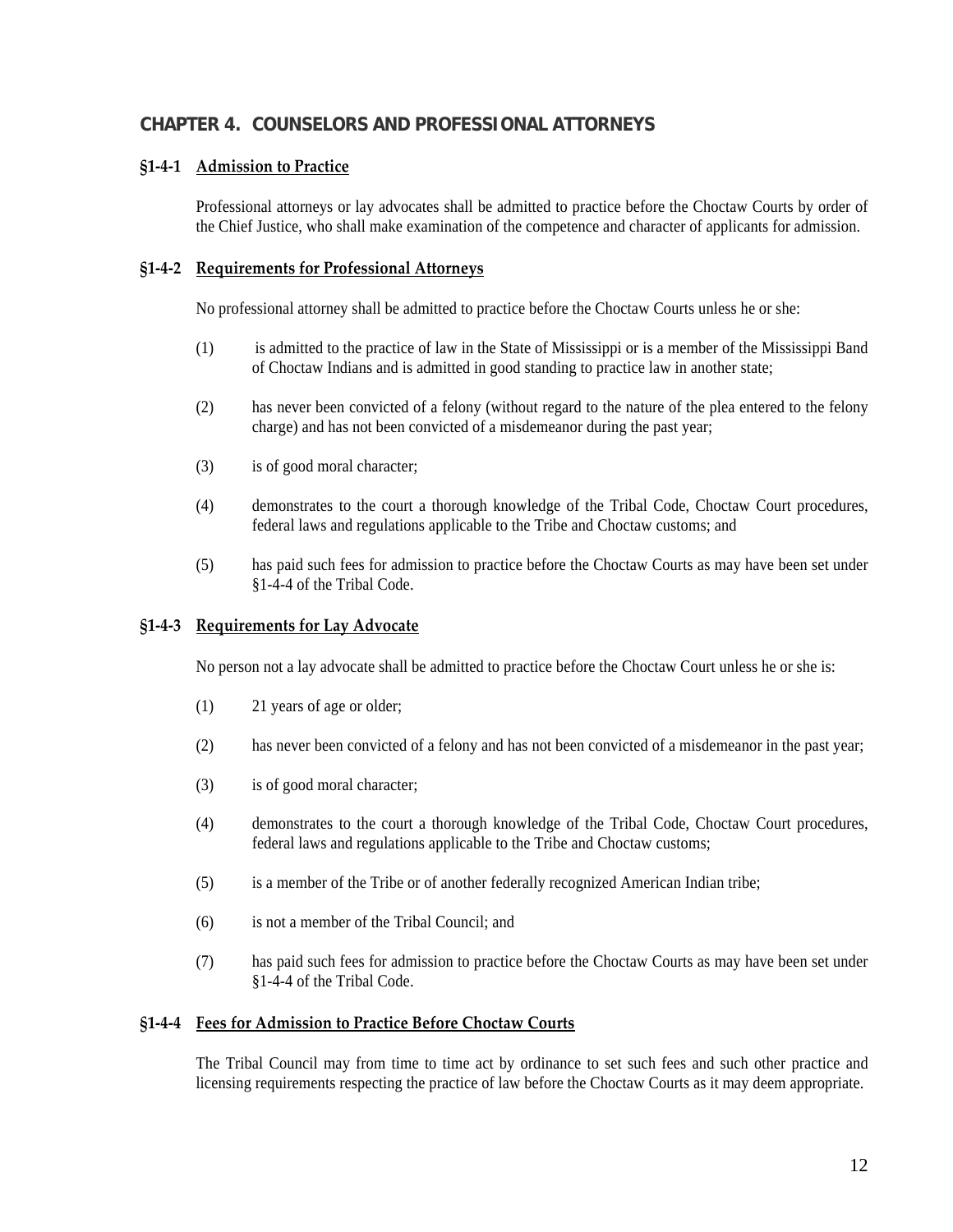## CHAPTER 4. COUNSELORS AND PROFESSIONAL ATTORNEYS

### §1-4-1 Admission to Practice

Professional attorneys or lay advocates shall be admitted to practice before the Choctaw Courts by order of the Chief Justice, who shall make examination of the competence and character of applicants for admission.

### §1-4-2 Requirements for Professional Attorneys

No professional attorney shall be admitted to practice before the Choctaw Courts unless he or she:

(1) is admitted to the practice of law in the State of Mississippi or is a member of the Mississippi Band of Choctaw Indians and is admitted in good standing to practice law in another state;

(2) has never been convicted of a felony (without regard to the nature of the plea entered to the felony charge) and has not been convicted of a misdemeanor during the past year;

(3) is of good moral character;

(4) demonstrates to the court a thorough knowledge of the Tribal Code, Choctaw Court procedures, federal laws and regulations applicable to the Tribe and Choctaw customs; and

(5) has paid such fees for admission to practice before the Choctaw Courts as may have been set under §1-4-4 of the Tribal Code.

### §1-4-3 Requirements for Lay Advocate

No person not a lay advocate shall be admitted to practice before the Choctaw Court unless he or she is:

(1) 21 years of age or older;

(2) has never been convicted of a felony and has not been convicted of a misdemeanor in the past year;

(3) is of good moral character;

(4) demonstrates to the court a thorough knowledge of the Tribal Code, Choctaw Court procedures, federal laws and regulations applicable to the Tribe and Choctaw customs;

(5) is a member of the Tribe or of another federally recognized American Indian tribe;

(6) is not a member of the Tribal Council; and

(7) has paid such fees for admission to practice before the Choctaw Courts as may have been set under §1-4-4 of the Tribal Code.

### §1-4-4 Fees for Admission to Practice Before Choctaw Courts

The Tribal Council may from time to time act by ordinance to set such fees and such other practice and licensing requirements respecting the practice of law before the Choctaw Courts as it may deem appropriate.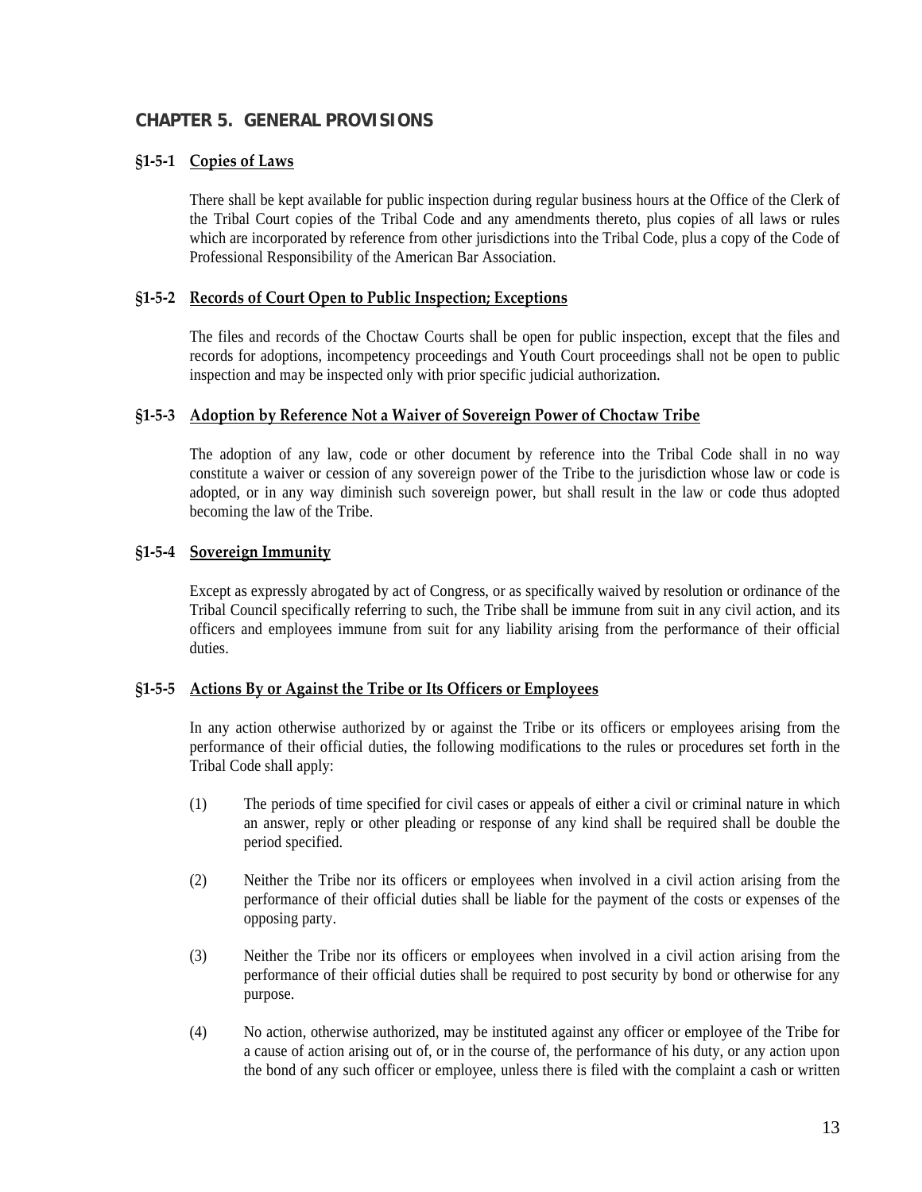## CHAPTER 5. GENERAL PROVISIONS

### §1-5-1 Copies of Laws

There shall be kept available for public inspection during regular business hours at the Office of the Clerk of the Tribal Court copies of the Tribal Code and any amendments thereto, plus copies of all laws or rules which are incorporated by reference from other jurisdictions into the Tribal Code, plus a copy of the Code of Professional Responsibility of the American Bar Association.

### §1-5-2 Records of Court Open to Public Inspection; Exceptions

The files and records of the Choctaw Courts shall be open for public inspection, except that the files and records for adoptions, incompetency proceedings and Youth Court proceedings shall not be open to public inspection and may be inspected only with prior specific judicial authorization.

### §1-5-3 Adoption by Reference Not a Waiver of Sovereign Power of Choctaw Tribe

The adoption of any law, code or other document by reference into the Tribal Code shall in no way constitute a waiver or cession of any sovereign power of the Tribe to the jurisdiction whose law or code is adopted, or in any way diminish such sovereign power, but shall result in the law or code thus adopted becoming the law of the Tribe.

### §1-5-4 Sovereign Immunity

Except as expressly abrogated by act of Congress, or as specifically waived by resolution or ordinance of the Tribal Council specifically referring to such, the Tribe shall be immune from suit in any civil action, and its officers and employees immune from suit for any liability arising from the performance of their official duties.

### §1-5-5 Actions By or Against the Tribe or Its Officers or Employees

In any action otherwise authorized by or against the Tribe or its officers or employees arising from the performance of their official duties, the following modifications to the rules or procedures set forth in the Tribal Code shall apply:

(1) The periods of time specified for civil cases or appeals of either a civil or criminal nature in which an answer, reply or other pleading or response of any kind shall be required shall be double the period specified.

(2) Neither the Tribe nor its officers or employees when involved in a civil action arising from the performance of their official duties shall be liable for the payment of the costs or expenses of the opposing party.

(3) Neither the Tribe nor its officers or employees when involved in a civil action arising from the performance of their official duties shall be required to post security by bond or otherwise for any purpose.

(4) No action, otherwise authorized, may be instituted against any officer or employee of the Tribe for a cause of action arising out of, or in the course of, the performance of his duty, or any action upon the bond of any such officer or employee, unless there is filed with the complaint a cash or written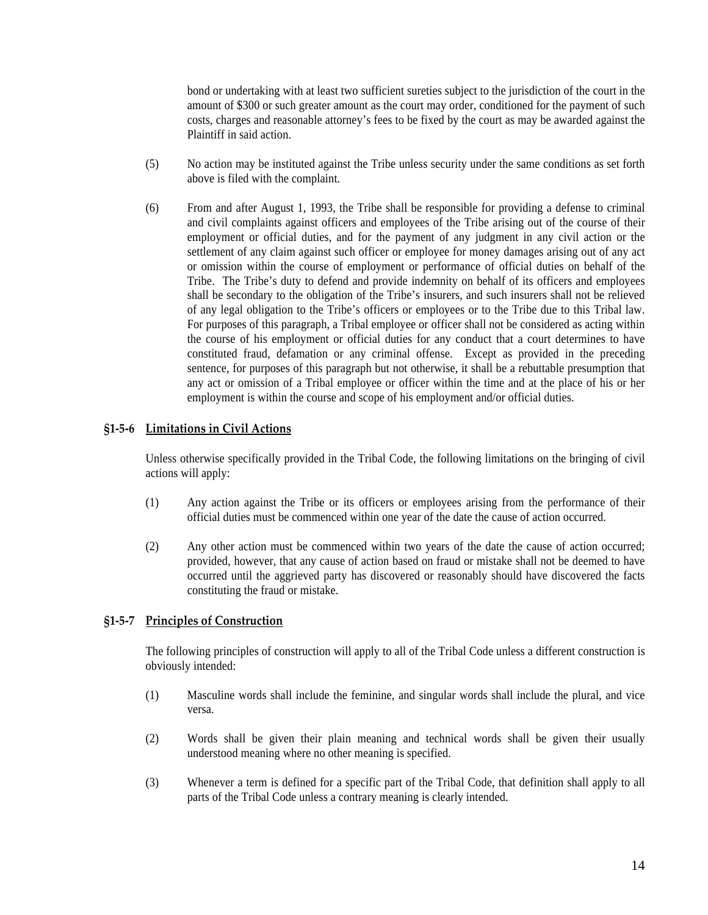bond or undertaking with at least two sufficient sureties subject to the jurisdiction of the court in the amount of $300 or such greater amount as the court may order, conditioned for the payment of such costs, charges and reasonable attorney's fees to be fixed by the court as may be awarded against the Plaintiff in said action.

(5) No action may be instituted against the Tribe unless security under the same conditions as set forth above is filed with the complaint.

(6) From and after August 1, 1993, the Tribe shall be responsible for providing a defense to criminal and civil complaints against officers and employees of the Tribe arising out of the course of their employment or official duties, and for the payment of any judgment in any civil action or the settlement of any claim against such officer or employee for money damages arising out of any act or omission within the course of employment or performance of official duties on behalf of the Tribe. The Tribe's duty to defend and provide indemnity on behalf of its officers and employees shall be secondary to the obligation of the Tribe's insurers, and such insurers shall not be relieved of any legal obligation to the Tribe's officers or employees or to the Tribe due to this Tribal law. For purposes of this paragraph, a Tribal employee or officer shall not be considered as acting within the course of his employment or official duties for any conduct that a court determines to have constituted fraud, defamation or any criminal offense. Except as provided in the preceding sentence, for purposes of this paragraph but not otherwise, it shall be a rebuttable presumption that any act or omission of a Tribal employee or officer within the time and at the place of his or her employment is within the course and scope of his employment and/or official duties.

### §1-5-6 Limitations in Civil Actions

Unless otherwise specifically provided in the Tribal Code, the following limitations on the bringing of civil actions will apply:

(1) Any action against the Tribe or its officers or employees arising from the performance of their official duties must be commenced within one year of the date the cause of action occurred.

(2) Any other action must be commenced within two years of the date the cause of action occurred; provided, however, that any cause of action based on fraud or mistake shall not be deemed to have occurred until the aggrieved party has discovered or reasonably should have discovered the facts constituting the fraud or mistake.

### §1-5-7 Principles of Construction

The following principles of construction will apply to all of the Tribal Code unless a different construction is obviously intended:

(1) Masculine words shall include the feminine, and singular words shall include the plural, and vice versa.

(2) Words shall be given their plain meaning and technical words shall be given their usually understood meaning where no other meaning is specified.

(3) Whenever a term is defined for a specific part of the Tribal Code, that definition shall apply to all parts of the Tribal Code unless a contrary meaning is clearly intended.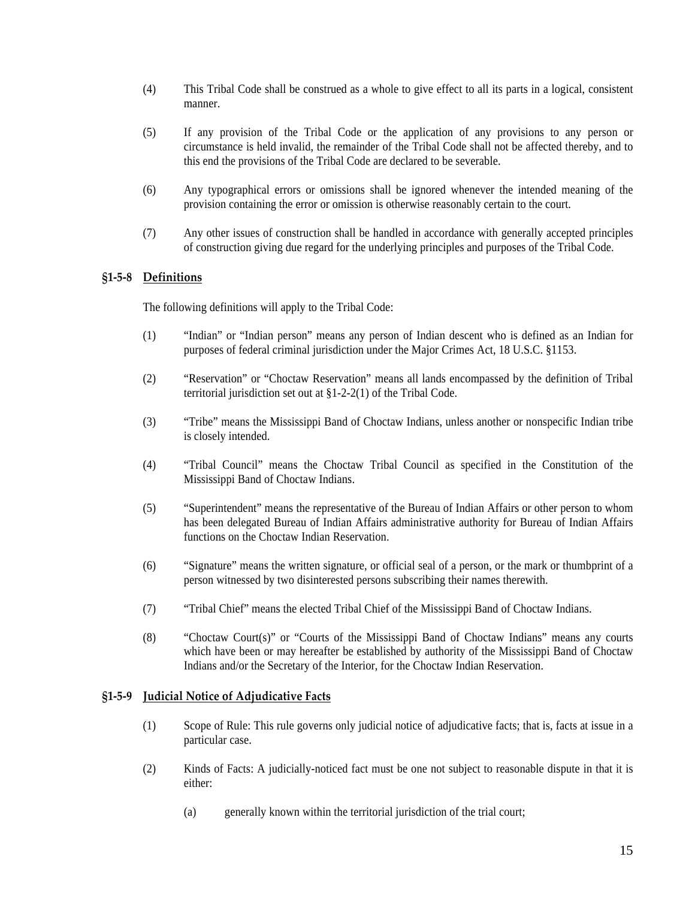(4) This Tribal Code shall be construed as a whole to give effect to all its parts in a logical, consistent manner.

(5) If any provision of the Tribal Code or the application of any provisions to any person or circumstance is held invalid, the remainder of the Tribal Code shall not be affected thereby, and to this end the provisions of the Tribal Code are declared to be severable.

(6) Any typographical errors or omissions shall be ignored whenever the intended meaning of the provision containing the error or omission is otherwise reasonably certain to the court.

(7) Any other issues of construction shall be handled in accordance with generally accepted principles of construction giving due regard for the underlying principles and purposes of the Tribal Code.

### §1-5-8 Definitions

The following definitions will apply to the Tribal Code:

(1) "Indian" or "Indian person" means any person of Indian descent who is defined as an Indian for purposes of federal criminal jurisdiction under the Major Crimes Act, 18 U.S.C. §1153.

(2) "Reservation" or "Choctaw Reservation" means all lands encompassed by the definition of Tribal territorial jurisdiction set out at §1-2-2(1) of the Tribal Code.

(3) "Tribe" means the Mississippi Band of Choctaw Indians, unless another or nonspecific Indian tribe is closely intended.

(4) "Tribal Council" means the Choctaw Tribal Council as specified in the Constitution of the Mississippi Band of Choctaw Indians.

(5) "Superintendent" means the representative of the Bureau of Indian Affairs or other person to whom has been delegated Bureau of Indian Affairs administrative authority for Bureau of Indian Affairs functions on the Choctaw Indian Reservation.

(6) "Signature" means the written signature, or official seal of a person, or the mark or thumbprint of a person witnessed by two disinterested persons subscribing their names therewith.

(7) "Tribal Chief" means the elected Tribal Chief of the Mississippi Band of Choctaw Indians.

(8) "Choctaw Court(s)" or "Courts of the Mississippi Band of Choctaw Indians" means any courts which have been or may hereafter be established by authority of the Mississippi Band of Choctaw Indians and/or the Secretary of the Interior, for the Choctaw Indian Reservation.

### §1-5-9 Judicial Notice of Adjudicative Facts

(1) Scope of Rule: This rule governs only judicial notice of adjudicative facts; that is, facts at issue in a particular case.

(2) Kinds of Facts: A judicially-noticed fact must be one not subject to reasonable dispute in that it is either:

(a) generally known within the territorial jurisdiction of the trial court;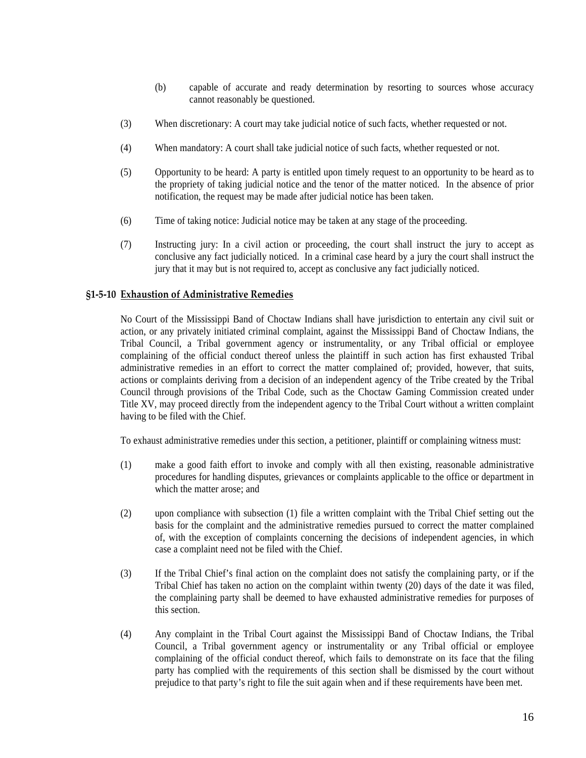(b) capable of accurate and ready determination by resorting to sources whose accuracy cannot reasonably be questioned.

(3) When discretionary: A court may take judicial notice of such facts, whether requested or not.

(4) When mandatory: A court shall take judicial notice of such facts, whether requested or not.

(5) Opportunity to be heard: A party is entitled upon timely request to an opportunity to be heard as to the propriety of taking judicial notice and the tenor of the matter noticed. In the absence of prior notification, the request may be made after judicial notice has been taken.

(6) Time of taking notice: Judicial notice may be taken at any stage of the proceeding.

(7) Instructing jury: In a civil action or proceeding, the court shall instruct the jury to accept as conclusive any fact judicially noticed. In a criminal case heard by a jury the court shall instruct the jury that it may but is not required to, accept as conclusive any fact judicially noticed.

### §1-5-10 Exhaustion of Administrative Remedies

No Court of the Mississippi Band of Choctaw Indians shall have jurisdiction to entertain any civil suit or action, or any privately initiated criminal complaint, against the Mississippi Band of Choctaw Indians, the Tribal Council, a Tribal government agency or instrumentality, or any Tribal official or employee complaining of the official conduct thereof unless the plaintiff in such action has first exhausted Tribal administrative remedies in an effort to correct the matter complained of; provided, however, that suits, actions or complaints deriving from a decision of an independent agency of the Tribe created by the Tribal Council through provisions of the Tribal Code, such as the Choctaw Gaming Commission created under Title XV, may proceed directly from the independent agency to the Tribal Court without a written complaint having to be filed with the Chief.

To exhaust administrative remedies under this section, a petitioner, plaintiff or complaining witness must:

(1) make a good faith effort to invoke and comply with all then existing, reasonable administrative procedures for handling disputes, grievances or complaints applicable to the office or department in which the matter arose; and

(2) upon compliance with subsection (1) file a written complaint with the Tribal Chief setting out the basis for the complaint and the administrative remedies pursued to correct the matter complained of, with the exception of complaints concerning the decisions of independent agencies, in which case a complaint need not be filed with the Chief.

(3) If the Tribal Chief's final action on the complaint does not satisfy the complaining party, or if the Tribal Chief has taken no action on the complaint within twenty (20) days of the date it was filed, the complaining party shall be deemed to have exhausted administrative remedies for purposes of this section.

(4) Any complaint in the Tribal Court against the Mississippi Band of Choctaw Indians, the Tribal Council, a Tribal government agency or instrumentality or any Tribal official or employee complaining of the official conduct thereof, which fails to demonstrate on its face that the filing party has complied with the requirements of this section shall be dismissed by the court without prejudice to that party's right to file the suit again when and if these requirements have been met.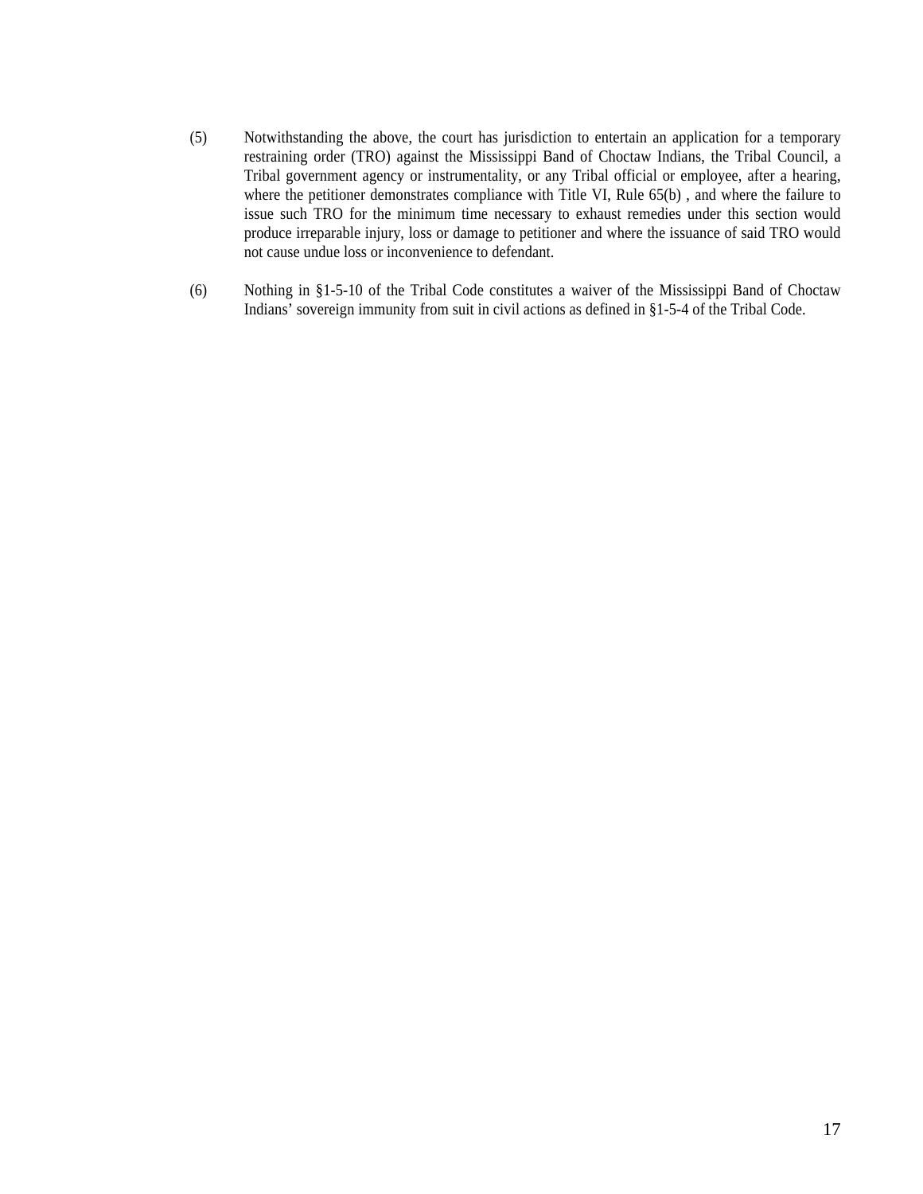(5) Notwithstanding the above, the court has jurisdiction to entertain an application for a temporary restraining order (TRO) against the Mississippi Band of Choctaw Indians, the Tribal Council, a Tribal government agency or instrumentality, or any Tribal official or employee, after a hearing, where the petitioner demonstrates compliance with Title VI, Rule 65(b) , and where the failure to issue such TRO for the minimum time necessary to exhaust remedies under this section would produce irreparable injury, loss or damage to petitioner and where the issuance of said TRO would not cause undue loss or inconvenience to defendant.

(6) Nothing in §1-5-10 of the Tribal Code constitutes a waiver of the Mississippi Band of Choctaw Indians' sovereign immunity from suit in civil actions as defined in §1-5-4 of the Tribal Code.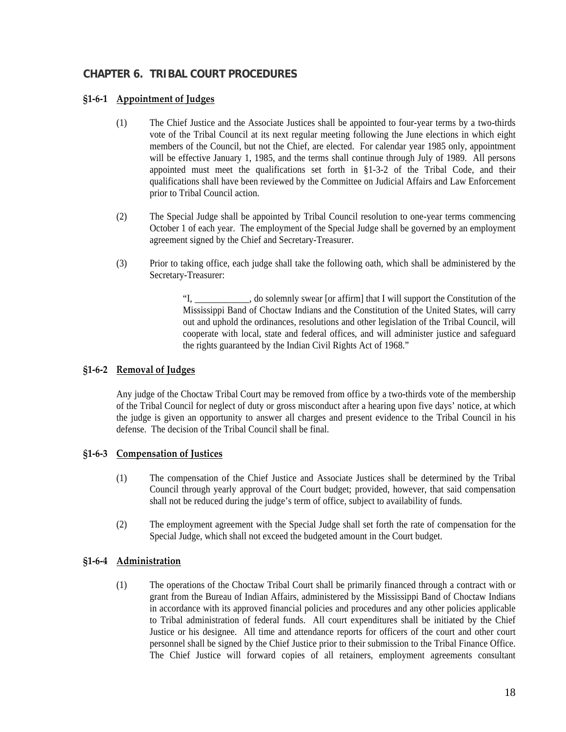## CHAPTER 6. TRIBAL COURT PROCEDURES

### §1-6-1 Appointment of Judges

(1) The Chief Justice and the Associate Justices shall be appointed to four-year terms by a two-thirds vote of the Tribal Council at its next regular meeting following the June elections in which eight members of the Council, but not the Chief, are elected. For calendar year 1985 only, appointment will be effective January 1, 1985, and the terms shall continue through July of 1989. All persons appointed must meet the qualifications set forth in §1-3-2 of the Tribal Code, and their qualifications shall have been reviewed by the Committee on Judicial Affairs and Law Enforcement prior to Tribal Council action.

(2) The Special Judge shall be appointed by Tribal Council resolution to one-year terms commencing October 1 of each year. The employment of the Special Judge shall be governed by an employment agreement signed by the Chief and Secretary-Treasurer.

(3) Prior to taking office, each judge shall take the following oath, which shall be administered by the Secretary-Treasurer:

> "I, ____________, do solemnly swear [or affirm] that I will support the Constitution of the Mississippi Band of Choctaw Indians and the Constitution of the United States, will carry out and uphold the ordinances, resolutions and other legislation of the Tribal Council, will cooperate with local, state and federal offices, and will administer justice and safeguard the rights guaranteed by the Indian Civil Rights Act of 1968."

### §1-6-2 Removal of Judges

Any judge of the Choctaw Tribal Court may be removed from office by a two-thirds vote of the membership of the Tribal Council for neglect of duty or gross misconduct after a hearing upon five days' notice, at which the judge is given an opportunity to answer all charges and present evidence to the Tribal Council in his defense. The decision of the Tribal Council shall be final.

### §1-6-3 Compensation of Justices

(1) The compensation of the Chief Justice and Associate Justices shall be determined by the Tribal Council through yearly approval of the Court budget; provided, however, that said compensation shall not be reduced during the judge's term of office, subject to availability of funds.

(2) The employment agreement with the Special Judge shall set forth the rate of compensation for the Special Judge, which shall not exceed the budgeted amount in the Court budget.

### §1-6-4 Administration

(1) The operations of the Choctaw Tribal Court shall be primarily financed through a contract with or grant from the Bureau of Indian Affairs, administered by the Mississippi Band of Choctaw Indians in accordance with its approved financial policies and procedures and any other policies applicable to Tribal administration of federal funds. All court expenditures shall be initiated by the Chief Justice or his designee. All time and attendance reports for officers of the court and other court personnel shall be signed by the Chief Justice prior to their submission to the Tribal Finance Office. The Chief Justice will forward copies of all retainers, employment agreements consultant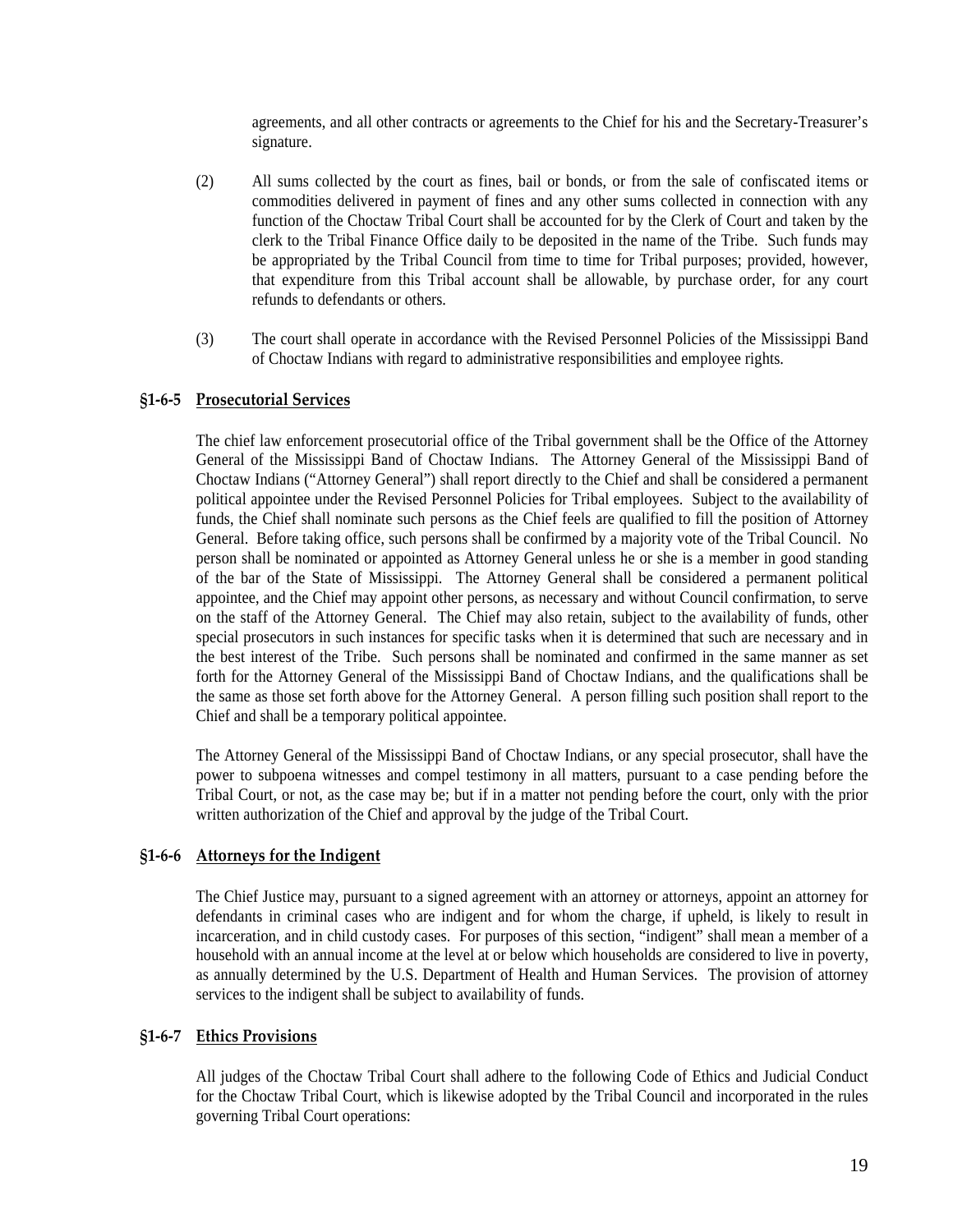agreements, and all other contracts or agreements to the Chief for his and the Secretary-Treasurer's signature.

(2) All sums collected by the court as fines, bail or bonds, or from the sale of confiscated items or commodities delivered in payment of fines and any other sums collected in connection with any function of the Choctaw Tribal Court shall be accounted for by the Clerk of Court and taken by the clerk to the Tribal Finance Office daily to be deposited in the name of the Tribe. Such funds may be appropriated by the Tribal Council from time to time for Tribal purposes; provided, however, that expenditure from this Tribal account shall be allowable, by purchase order, for any court refunds to defendants or others.

(3) The court shall operate in accordance with the Revised Personnel Policies of the Mississippi Band of Choctaw Indians with regard to administrative responsibilities and employee rights.

### §1-6-5 Prosecutorial Services

The chief law enforcement prosecutorial office of the Tribal government shall be the Office of the Attorney General of the Mississippi Band of Choctaw Indians. The Attorney General of the Mississippi Band of Choctaw Indians ("Attorney General") shall report directly to the Chief and shall be considered a permanent political appointee under the Revised Personnel Policies for Tribal employees. Subject to the availability of funds, the Chief shall nominate such persons as the Chief feels are qualified to fill the position of Attorney General. Before taking office, such persons shall be confirmed by a majority vote of the Tribal Council. No person shall be nominated or appointed as Attorney General unless he or she is a member in good standing of the bar of the State of Mississippi. The Attorney General shall be considered a permanent political appointee, and the Chief may appoint other persons, as necessary and without Council confirmation, to serve on the staff of the Attorney General. The Chief may also retain, subject to the availability of funds, other special prosecutors in such instances for specific tasks when it is determined that such are necessary and in the best interest of the Tribe. Such persons shall be nominated and confirmed in the same manner as set forth for the Attorney General of the Mississippi Band of Choctaw Indians, and the qualifications shall be the same as those set forth above for the Attorney General. A person filling such position shall report to the Chief and shall be a temporary political appointee.

The Attorney General of the Mississippi Band of Choctaw Indians, or any special prosecutor, shall have the power to subpoena witnesses and compel testimony in all matters, pursuant to a case pending before the Tribal Court, or not, as the case may be; but if in a matter not pending before the court, only with the prior written authorization of the Chief and approval by the judge of the Tribal Court.

### §1-6-6 Attorneys for the Indigent

The Chief Justice may, pursuant to a signed agreement with an attorney or attorneys, appoint an attorney for defendants in criminal cases who are indigent and for whom the charge, if upheld, is likely to result in incarceration, and in child custody cases. For purposes of this section, "indigent" shall mean a member of a household with an annual income at the level at or below which households are considered to live in poverty, as annually determined by the U.S. Department of Health and Human Services. The provision of attorney services to the indigent shall be subject to availability of funds.

### §1-6-7 Ethics Provisions

All judges of the Choctaw Tribal Court shall adhere to the following Code of Ethics and Judicial Conduct for the Choctaw Tribal Court, which is likewise adopted by the Tribal Council and incorporated in the rules governing Tribal Court operations: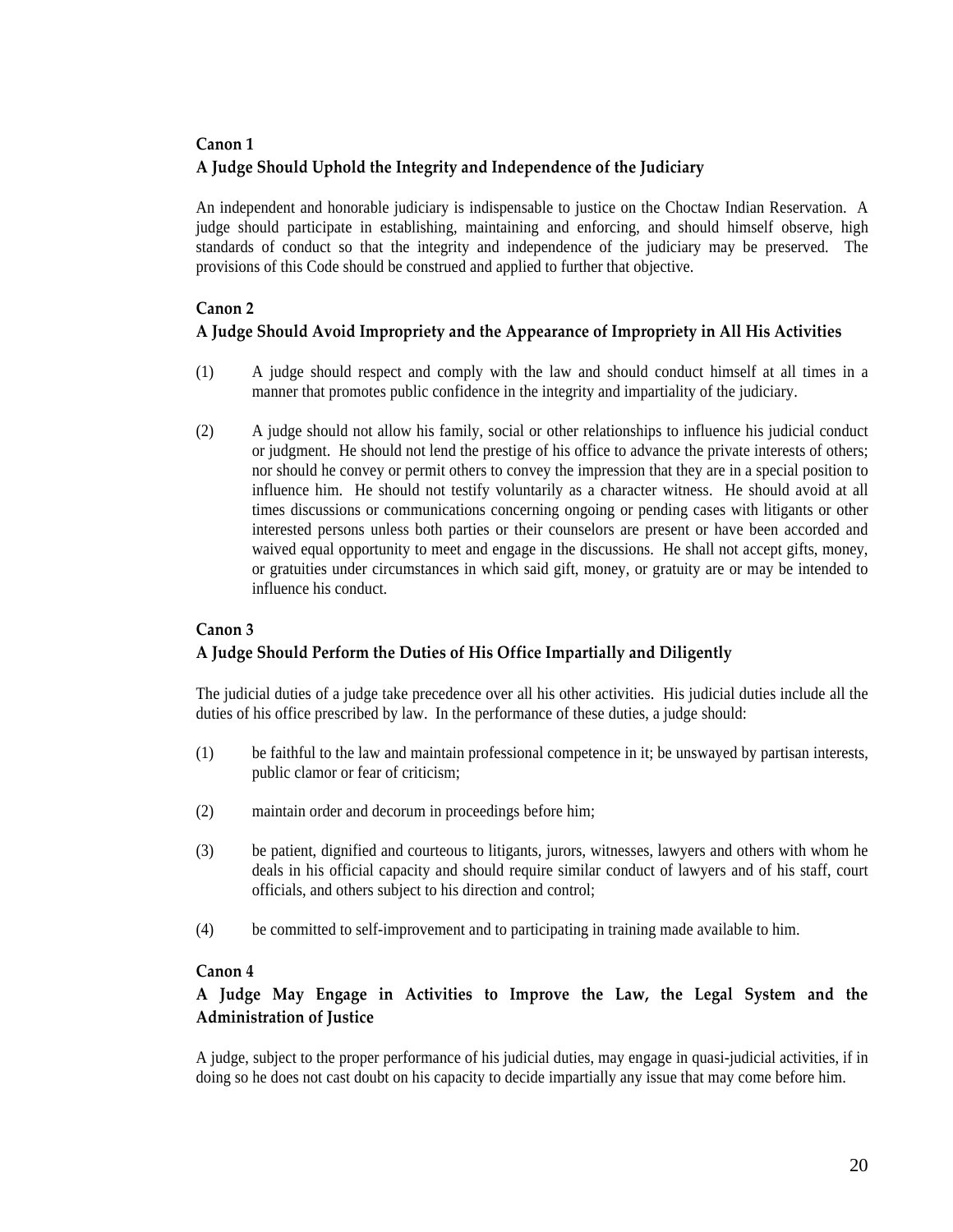## Canon 1

## A Judge Should Uphold the Integrity and Independence of the Judiciary

An independent and honorable judiciary is indispensable to justice on the Choctaw Indian Reservation. A judge should participate in establishing, maintaining and enforcing, and should himself observe, high standards of conduct so that the integrity and independence of the judiciary may be preserved. The provisions of this Code should be construed and applied to further that objective.

## Canon 2

## A Judge Should Avoid Impropriety and the Appearance of Impropriety in All His Activities

(1) A judge should respect and comply with the law and should conduct himself at all times in a manner that promotes public confidence in the integrity and impartiality of the judiciary.

(2) A judge should not allow his family, social or other relationships to influence his judicial conduct or judgment. He should not lend the prestige of his office to advance the private interests of others; nor should he convey or permit others to convey the impression that they are in a special position to influence him. He should not testify voluntarily as a character witness. He should avoid at all times discussions or communications concerning ongoing or pending cases with litigants or other interested persons unless both parties or their counselors are present or have been accorded and waived equal opportunity to meet and engage in the discussions. He shall not accept gifts, money, or gratuities under circumstances in which said gift, money, or gratuity are or may be intended to influence his conduct.

## Canon 3

## A Judge Should Perform the Duties of His Office Impartially and Diligently

The judicial duties of a judge take precedence over all his other activities. His judicial duties include all the duties of his office prescribed by law. In the performance of these duties, a judge should:

(1) be faithful to the law and maintain professional competence in it; be unswayed by partisan interests, public clamor or fear of criticism;

(2) maintain order and decorum in proceedings before him;

(3) be patient, dignified and courteous to litigants, jurors, witnesses, lawyers and others with whom he deals in his official capacity and should require similar conduct of lawyers and of his staff, court officials, and others subject to his direction and control;

(4) be committed to self-improvement and to participating in training made available to him.

## Canon 4

## A Judge May Engage in Activities to Improve the Law, the Legal System and the Administration of Justice

A judge, subject to the proper performance of his judicial duties, may engage in quasi-judicial activities, if in doing so he does not cast doubt on his capacity to decide impartially any issue that may come before him.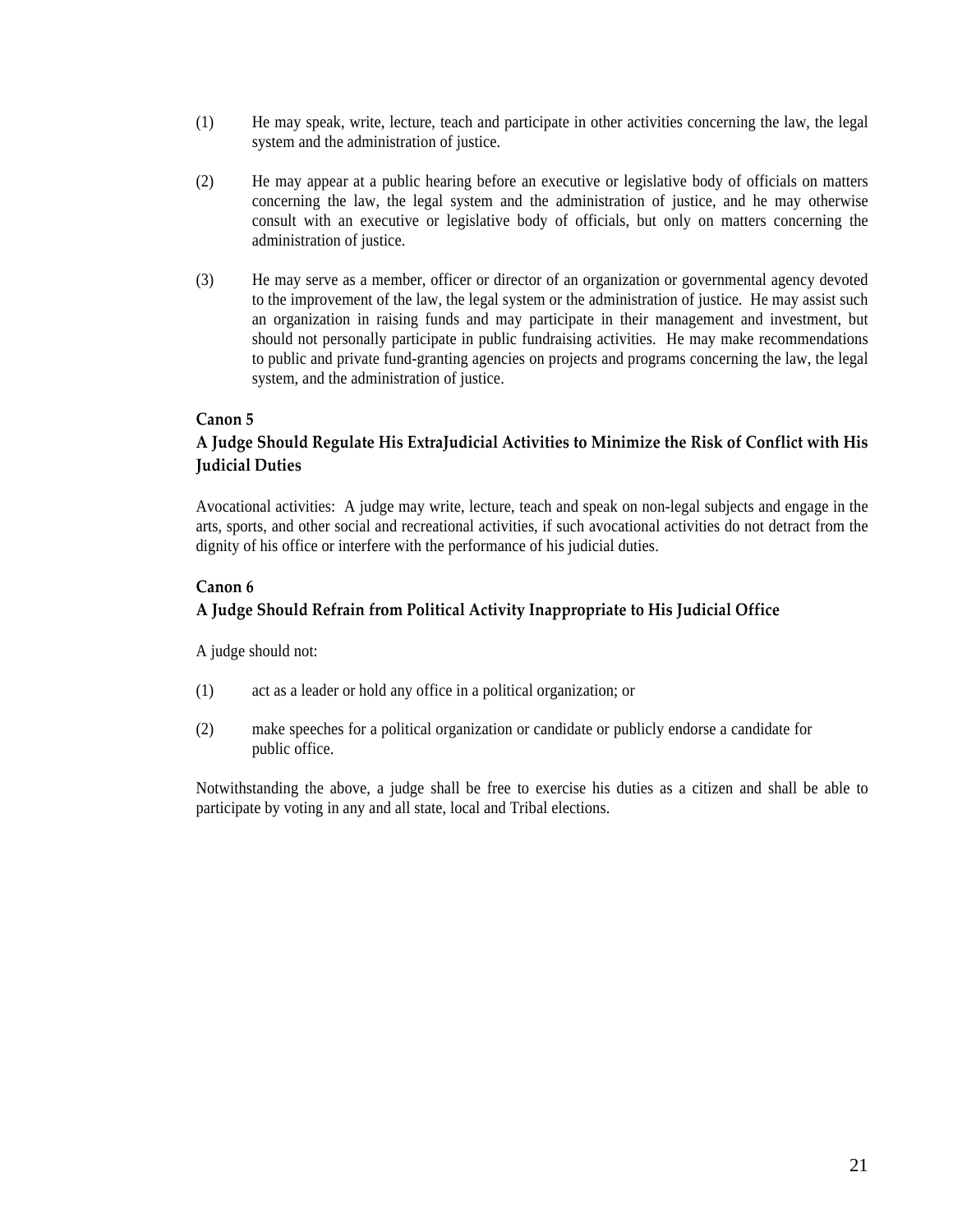(1) He may speak, write, lecture, teach and participate in other activities concerning the law, the legal system and the administration of justice.

(2) He may appear at a public hearing before an executive or legislative body of officials on matters concerning the law, the legal system and the administration of justice, and he may otherwise consult with an executive or legislative body of officials, but only on matters concerning the administration of justice.

(3) He may serve as a member, officer or director of an organization or governmental agency devoted to the improvement of the law, the legal system or the administration of justice. He may assist such an organization in raising funds and may participate in their management and investment, but should not personally participate in public fundraising activities. He may make recommendations to public and private fund-granting agencies on projects and programs concerning the law, the legal system, and the administration of justice.

### Canon 5
### A Judge Should Regulate His ExtraJudicial Activities to Minimize the Risk of Conflict with His Judicial Duties

Avocational activities: A judge may write, lecture, teach and speak on non-legal subjects and engage in the arts, sports, and other social and recreational activities, if such avocational activities do not detract from the dignity of his office or interfere with the performance of his judicial duties.

### Canon 6
### A Judge Should Refrain from Political Activity Inappropriate to His Judicial Office

A judge should not:

(1) act as a leader or hold any office in a political organization; or

(2) make speeches for a political organization or candidate or publicly endorse a candidate for public office.

Notwithstanding the above, a judge shall be free to exercise his duties as a citizen and shall be able to participate by voting in any and all state, local and Tribal elections.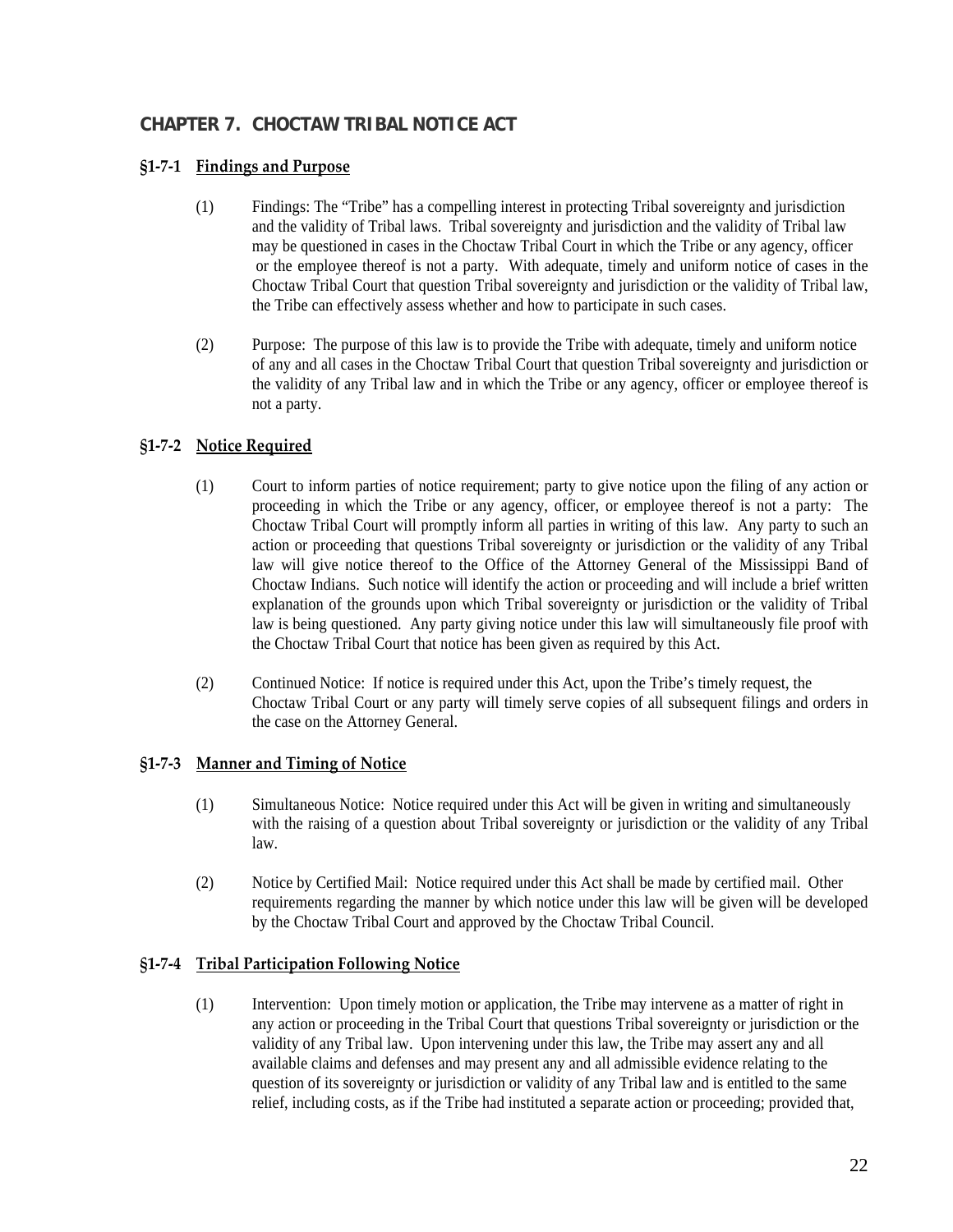## CHAPTER 7. CHOCTAW TRIBAL NOTICE ACT

### §1-7-1 Findings and Purpose

(1) Findings: The "Tribe" has a compelling interest in protecting Tribal sovereignty and jurisdiction and the validity of Tribal laws. Tribal sovereignty and jurisdiction and the validity of Tribal law may be questioned in cases in the Choctaw Tribal Court in which the Tribe or any agency, officer or the employee thereof is not a party. With adequate, timely and uniform notice of cases in the Choctaw Tribal Court that question Tribal sovereignty and jurisdiction or the validity of Tribal law, the Tribe can effectively assess whether and how to participate in such cases.

(2) Purpose: The purpose of this law is to provide the Tribe with adequate, timely and uniform notice of any and all cases in the Choctaw Tribal Court that question Tribal sovereignty and jurisdiction or the validity of any Tribal law and in which the Tribe or any agency, officer or employee thereof is not a party.

### §1-7-2 Notice Required

(1) Court to inform parties of notice requirement; party to give notice upon the filing of any action or proceeding in which the Tribe or any agency, officer, or employee thereof is not a party: The Choctaw Tribal Court will promptly inform all parties in writing of this law. Any party to such an action or proceeding that questions Tribal sovereignty or jurisdiction or the validity of any Tribal law will give notice thereof to the Office of the Attorney General of the Mississippi Band of Choctaw Indians. Such notice will identify the action or proceeding and will include a brief written explanation of the grounds upon which Tribal sovereignty or jurisdiction or the validity of Tribal law is being questioned. Any party giving notice under this law will simultaneously file proof with the Choctaw Tribal Court that notice has been given as required by this Act.

(2) Continued Notice: If notice is required under this Act, upon the Tribe's timely request, the Choctaw Tribal Court or any party will timely serve copies of all subsequent filings and orders in the case on the Attorney General.

### §1-7-3 Manner and Timing of Notice

(1) Simultaneous Notice: Notice required under this Act will be given in writing and simultaneously with the raising of a question about Tribal sovereignty or jurisdiction or the validity of any Tribal law.

(2) Notice by Certified Mail: Notice required under this Act shall be made by certified mail. Other requirements regarding the manner by which notice under this law will be given will be developed by the Choctaw Tribal Court and approved by the Choctaw Tribal Council.

### §1-7-4 Tribal Participation Following Notice

(1) Intervention: Upon timely motion or application, the Tribe may intervene as a matter of right in any action or proceeding in the Tribal Court that questions Tribal sovereignty or jurisdiction or the validity of any Tribal law. Upon intervening under this law, the Tribe may assert any and all available claims and defenses and may present any and all admissible evidence relating to the question of its sovereignty or jurisdiction or validity of any Tribal law and is entitled to the same relief, including costs, as if the Tribe had instituted a separate action or proceeding; provided that,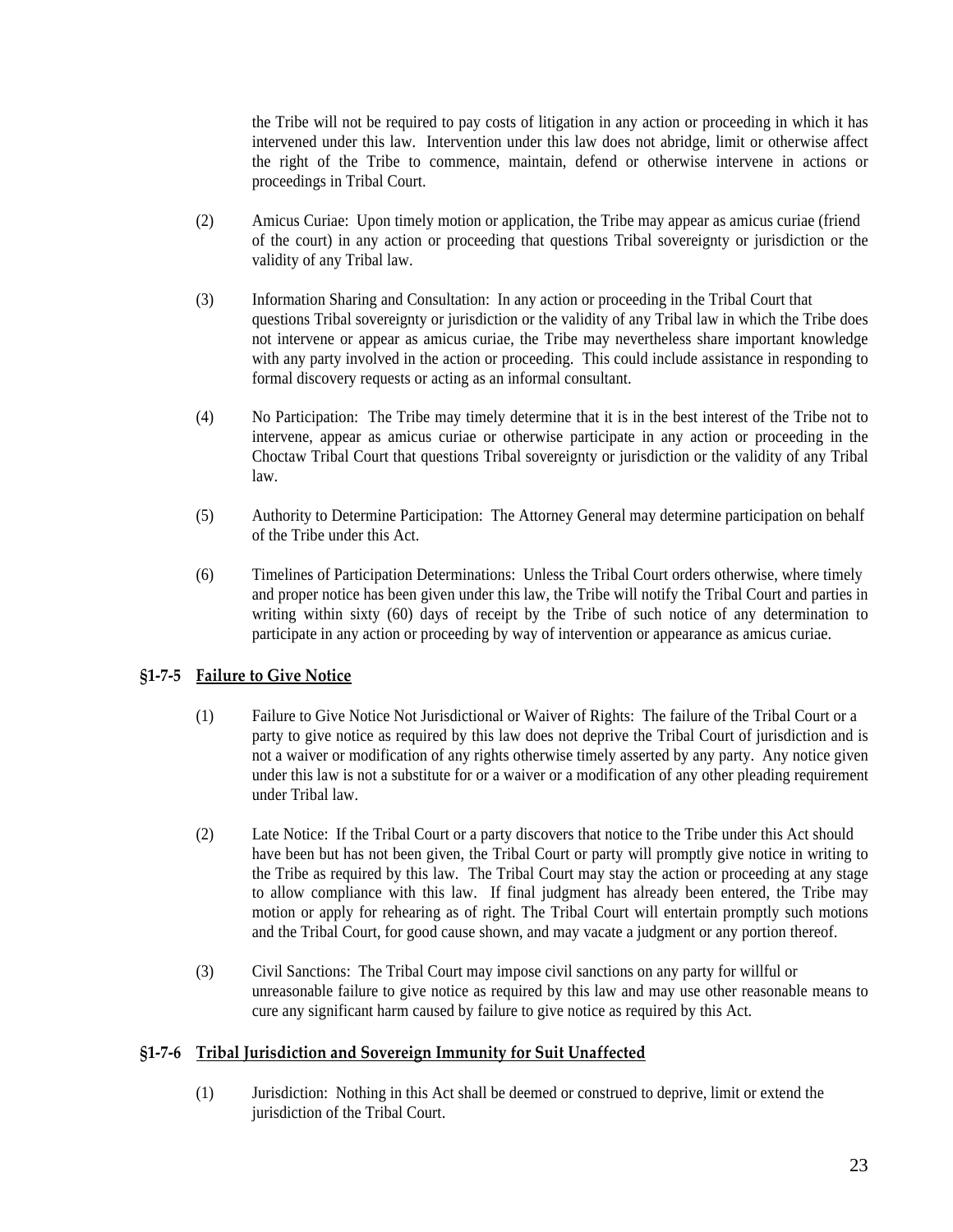the Tribe will not be required to pay costs of litigation in any action or proceeding in which it has intervened under this law. Intervention under this law does not abridge, limit or otherwise affect the right of the Tribe to commence, maintain, defend or otherwise intervene in actions or proceedings in Tribal Court.

(2) Amicus Curiae: Upon timely motion or application, the Tribe may appear as amicus curiae (friend of the court) in any action or proceeding that questions Tribal sovereignty or jurisdiction or the validity of any Tribal law.

(3) Information Sharing and Consultation: In any action or proceeding in the Tribal Court that questions Tribal sovereignty or jurisdiction or the validity of any Tribal law in which the Tribe does not intervene or appear as amicus curiae, the Tribe may nevertheless share important knowledge with any party involved in the action or proceeding. This could include assistance in responding to formal discovery requests or acting as an informal consultant.

(4) No Participation: The Tribe may timely determine that it is in the best interest of the Tribe not to intervene, appear as amicus curiae or otherwise participate in any action or proceeding in the Choctaw Tribal Court that questions Tribal sovereignty or jurisdiction or the validity of any Tribal law.

(5) Authority to Determine Participation: The Attorney General may determine participation on behalf of the Tribe under this Act.

(6) Timelines of Participation Determinations: Unless the Tribal Court orders otherwise, where timely and proper notice has been given under this law, the Tribe will notify the Tribal Court and parties in writing within sixty (60) days of receipt by the Tribe of such notice of any determination to participate in any action or proceeding by way of intervention or appearance as amicus curiae.

### §1-7-5 Failure to Give Notice

(1) Failure to Give Notice Not Jurisdictional or Waiver of Rights: The failure of the Tribal Court or a party to give notice as required by this law does not deprive the Tribal Court of jurisdiction and is not a waiver or modification of any rights otherwise timely asserted by any party. Any notice given under this law is not a substitute for or a waiver or a modification of any other pleading requirement under Tribal law.

(2) Late Notice: If the Tribal Court or a party discovers that notice to the Tribe under this Act should have been but has not been given, the Tribal Court or party will promptly give notice in writing to the Tribe as required by this law. The Tribal Court may stay the action or proceeding at any stage to allow compliance with this law. If final judgment has already been entered, the Tribe may motion or apply for rehearing as of right. The Tribal Court will entertain promptly such motions and the Tribal Court, for good cause shown, and may vacate a judgment or any portion thereof.

(3) Civil Sanctions: The Tribal Court may impose civil sanctions on any party for willful or unreasonable failure to give notice as required by this law and may use other reasonable means to cure any significant harm caused by failure to give notice as required by this Act.

### §1-7-6 Tribal Jurisdiction and Sovereign Immunity for Suit Unaffected

(1) Jurisdiction: Nothing in this Act shall be deemed or construed to deprive, limit or extend the jurisdiction of the Tribal Court.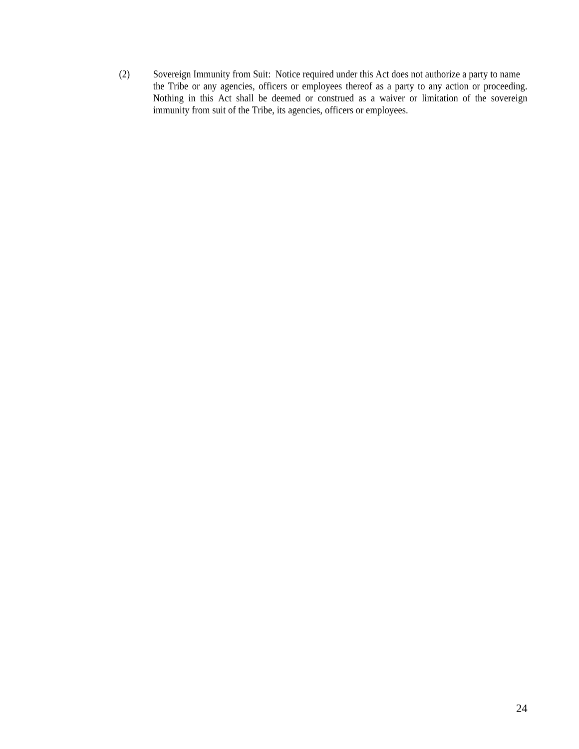(2) Sovereign Immunity from Suit: Notice required under this Act does not authorize a party to name the Tribe or any agencies, officers or employees thereof as a party to any action or proceeding. Nothing in this Act shall be deemed or construed as a waiver or limitation of the sovereign immunity from suit of the Tribe, its agencies, officers or employees.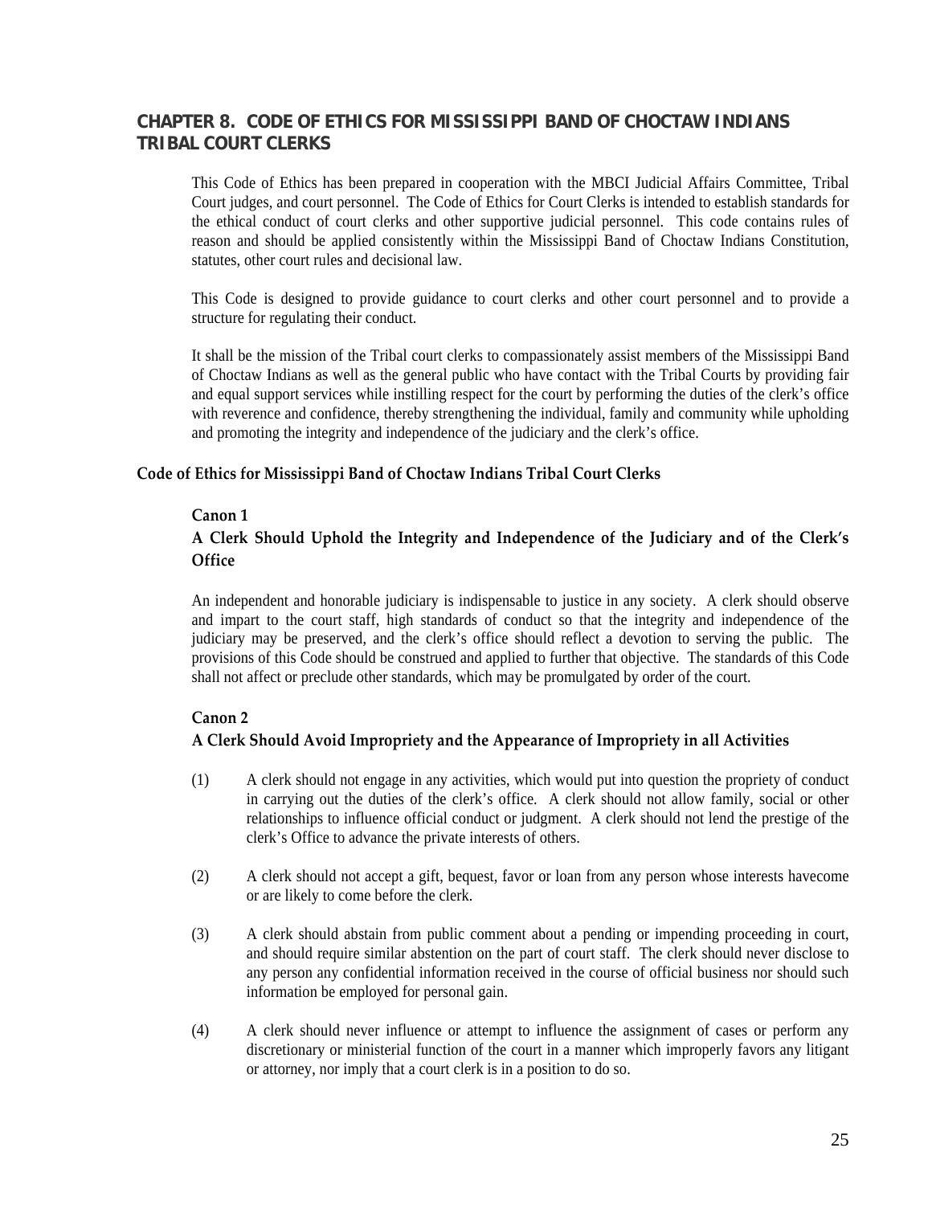## CHAPTER 8. CODE OF ETHICS FOR MISSISSIPPI BAND OF CHOCTAW INDIANS TRIBAL COURT CLERKS

This Code of Ethics has been prepared in cooperation with the MBCI Judicial Affairs Committee, Tribal Court judges, and court personnel. The Code of Ethics for Court Clerks is intended to establish standards for the ethical conduct of court clerks and other supportive judicial personnel. This code contains rules of reason and should be applied consistently within the Mississippi Band of Choctaw Indians Constitution, statutes, other court rules and decisional law.

This Code is designed to provide guidance to court clerks and other court personnel and to provide a structure for regulating their conduct.

It shall be the mission of the Tribal court clerks to compassionately assist members of the Mississippi Band of Choctaw Indians as well as the general public who have contact with the Tribal Courts by providing fair and equal support services while instilling respect for the court by performing the duties of the clerk's office with reverence and confidence, thereby strengthening the individual, family and community while upholding and promoting the integrity and independence of the judiciary and the clerk's office.

### Code of Ethics for Mississippi Band of Choctaw Indians Tribal Court Clerks

#### Canon 1
#### A Clerk Should Uphold the Integrity and Independence of the Judiciary and of the Clerk's Office

An independent and honorable judiciary is indispensable to justice in any society. A clerk should observe and impart to the court staff, high standards of conduct so that the integrity and independence of the judiciary may be preserved, and the clerk's office should reflect a devotion to serving the public. The provisions of this Code should be construed and applied to further that objective. The standards of this Code shall not affect or preclude other standards, which may be promulgated by order of the court.

#### Canon 2
#### A Clerk Should Avoid Impropriety and the Appearance of Impropriety in all Activities

(1) A clerk should not engage in any activities, which would put into question the propriety of conduct in carrying out the duties of the clerk's office. A clerk should not allow family, social or other relationships to influence official conduct or judgment. A clerk should not lend the prestige of the clerk's Office to advance the private interests of others.

(2) A clerk should not accept a gift, bequest, favor or loan from any person whose interests havecome or are likely to come before the clerk.

(3) A clerk should abstain from public comment about a pending or impending proceeding in court, and should require similar abstention on the part of court staff. The clerk should never disclose to any person any confidential information received in the course of official business nor should such information be employed for personal gain.

(4) A clerk should never influence or attempt to influence the assignment of cases or perform any discretionary or ministerial function of the court in a manner which improperly favors any litigant or attorney, nor imply that a court clerk is in a position to do so.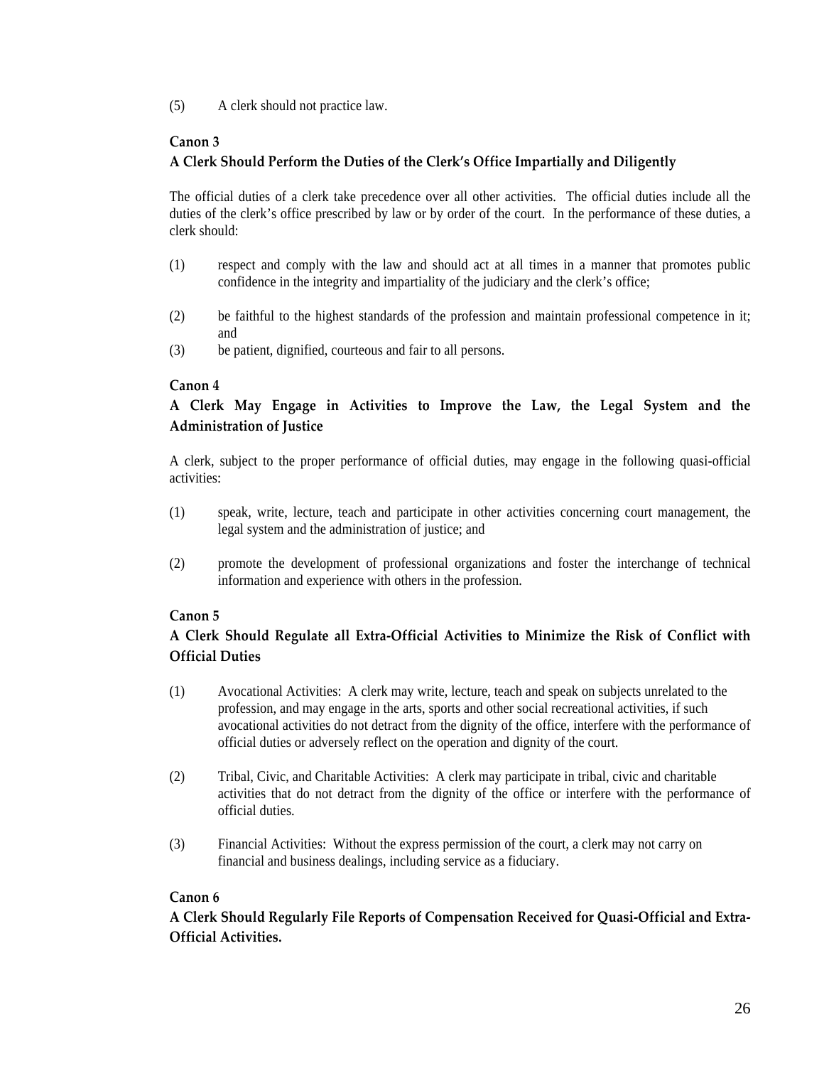(5) A clerk should not practice law.

### Canon 3
### A Clerk Should Perform the Duties of the Clerk's Office Impartially and Diligently

The official duties of a clerk take precedence over all other activities. The official duties include all the duties of the clerk's office prescribed by law or by order of the court. In the performance of these duties, a clerk should:

(1) respect and comply with the law and should act at all times in a manner that promotes public confidence in the integrity and impartiality of the judiciary and the clerk's office;

(2) be faithful to the highest standards of the profession and maintain professional competence in it; and

(3) be patient, dignified, courteous and fair to all persons.

### Canon 4
### A Clerk May Engage in Activities to Improve the Law, the Legal System and the Administration of Justice

A clerk, subject to the proper performance of official duties, may engage in the following quasi-official activities:

(1) speak, write, lecture, teach and participate in other activities concerning court management, the legal system and the administration of justice; and

(2) promote the development of professional organizations and foster the interchange of technical information and experience with others in the profession.

### Canon 5
### A Clerk Should Regulate all Extra-Official Activities to Minimize the Risk of Conflict with Official Duties

(1) Avocational Activities: A clerk may write, lecture, teach and speak on subjects unrelated to the profession, and may engage in the arts, sports and other social recreational activities, if such avocational activities do not detract from the dignity of the office, interfere with the performance of official duties or adversely reflect on the operation and dignity of the court.

(2) Tribal, Civic, and Charitable Activities: A clerk may participate in tribal, civic and charitable activities that do not detract from the dignity of the office or interfere with the performance of official duties.

(3) Financial Activities: Without the express permission of the court, a clerk may not carry on financial and business dealings, including service as a fiduciary.

### Canon 6
### A Clerk Should Regularly File Reports of Compensation Received for Quasi-Official and Extra-Official Activities.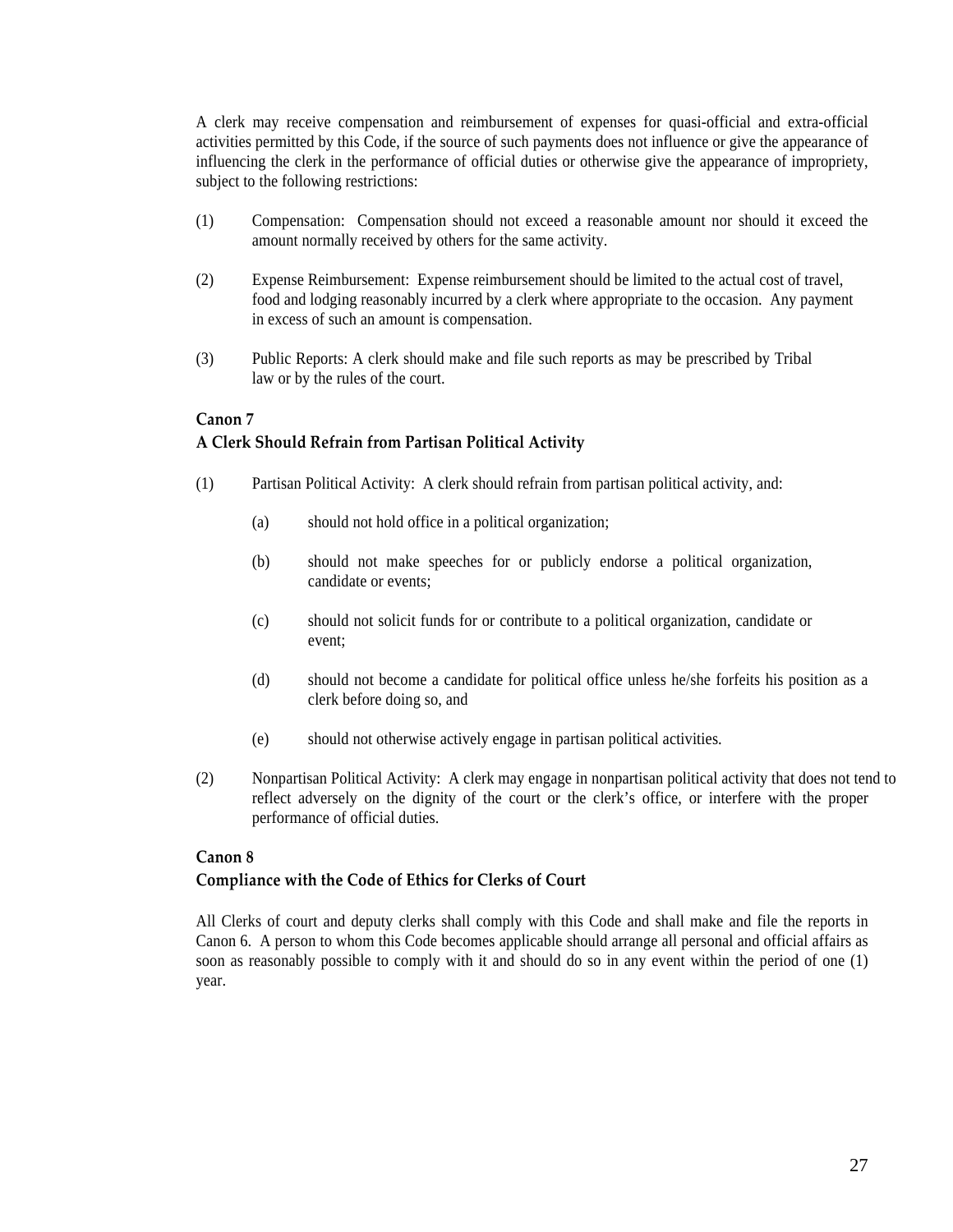A clerk may receive compensation and reimbursement of expenses for quasi-official and extra-official activities permitted by this Code, if the source of such payments does not influence or give the appearance of influencing the clerk in the performance of official duties or otherwise give the appearance of impropriety, subject to the following restrictions:

(1) Compensation: Compensation should not exceed a reasonable amount nor should it exceed the amount normally received by others for the same activity.

(2) Expense Reimbursement: Expense reimbursement should be limited to the actual cost of travel, food and lodging reasonably incurred by a clerk where appropriate to the occasion. Any payment in excess of such an amount is compensation.

(3) Public Reports: A clerk should make and file such reports as may be prescribed by Tribal law or by the rules of the court.

## Canon 7

## A Clerk Should Refrain from Partisan Political Activity

(1) Partisan Political Activity: A clerk should refrain from partisan political activity, and:

   (a) should not hold office in a political organization;

   (b) should not make speeches for or publicly endorse a political organization, candidate or events;

   (c) should not solicit funds for or contribute to a political organization, candidate or event;

   (d) should not become a candidate for political office unless he/she forfeits his position as a clerk before doing so, and

   (e) should not otherwise actively engage in partisan political activities.

(2) Nonpartisan Political Activity: A clerk may engage in nonpartisan political activity that does not tend to reflect adversely on the dignity of the court or the clerk's office, or interfere with the proper performance of official duties.

## Canon 8

## Compliance with the Code of Ethics for Clerks of Court

All Clerks of court and deputy clerks shall comply with this Code and shall make and file the reports in Canon 6. A person to whom this Code becomes applicable should arrange all personal and official affairs as soon as reasonably possible to comply with it and should do so in any event within the period of one (1) year.